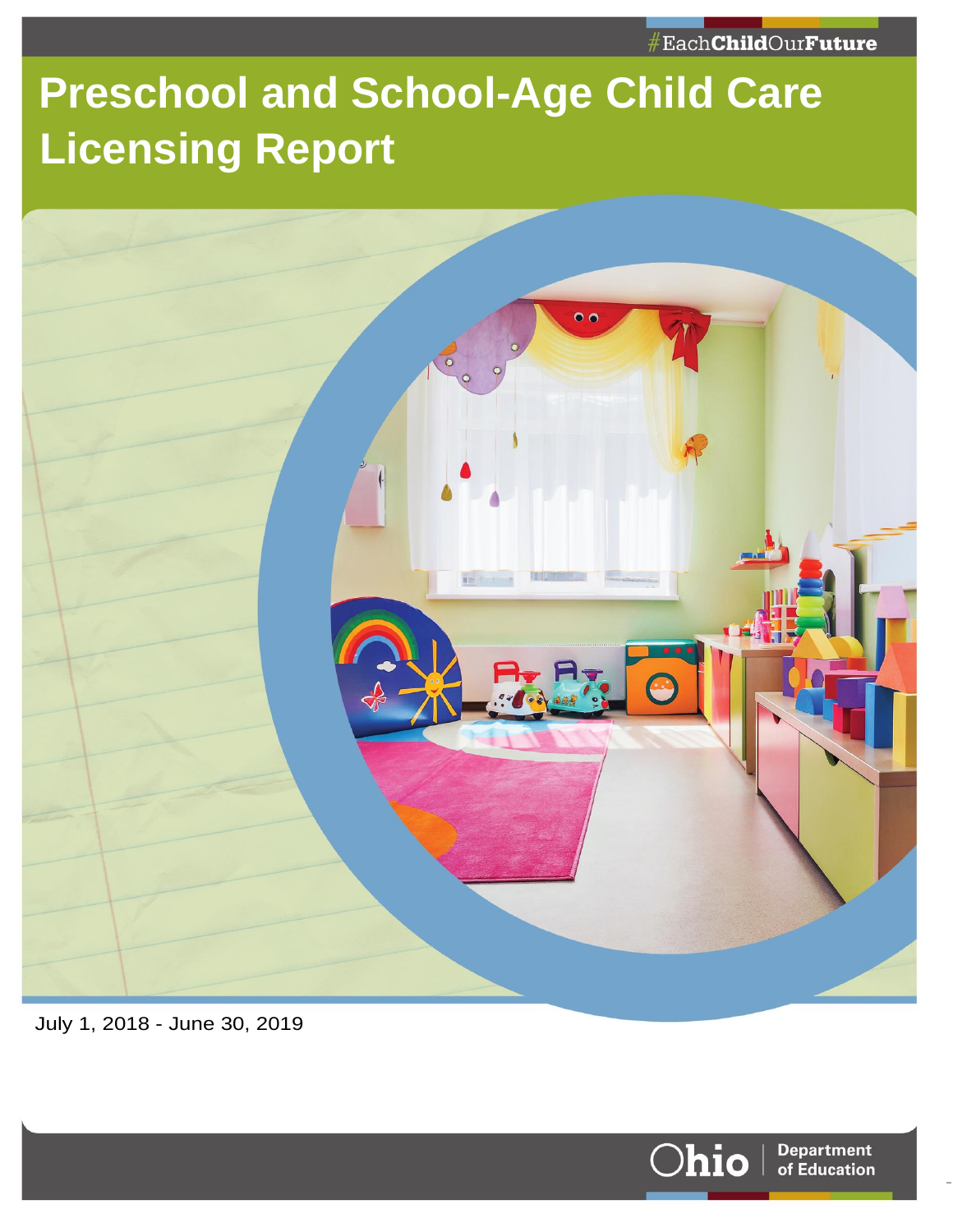#EachChildOurFuture

# Preschool and School-Age Child Care Licensing Report

July 1, 2018 - June 30, 2019

Ohio | Department of Education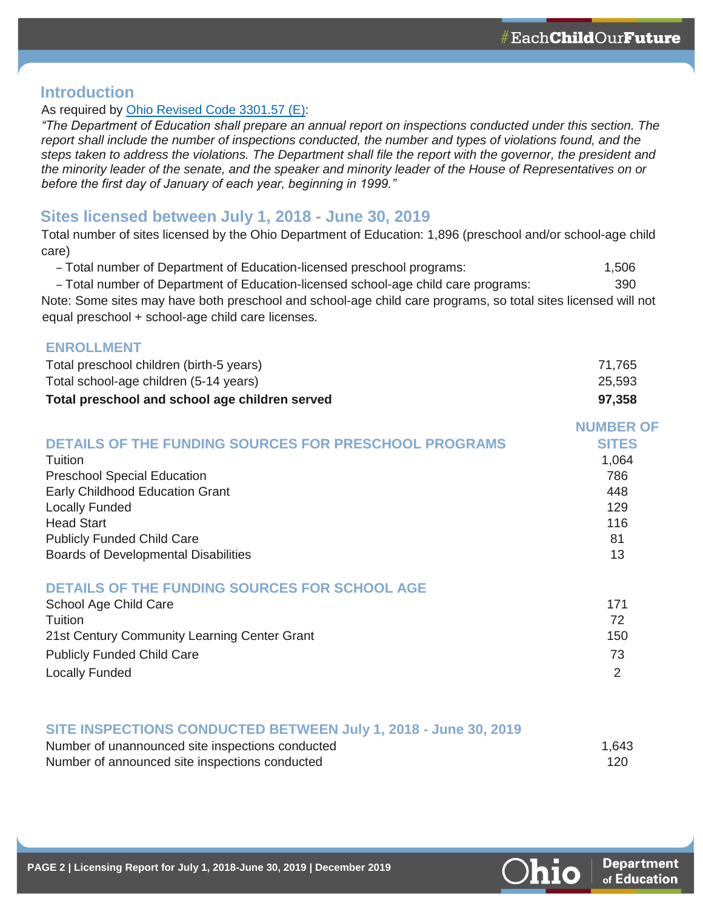## Introduction

As required by [Ohio Revised Code 3301.57 (E)]:

*"The Department of Education shall prepare an annual report on inspections conducted under this section. The report shall include the number of inspections conducted, the number and types of violations found, and the steps taken to address the violations. The Department shall file the report with the governor, the president and the minority leader of the senate, and the speaker and minority leader of the House of Representatives on or before the first day of January of each year, beginning in 1999."*

## Sites licensed between July 1, 2018 - June 30, 2019

Total number of sites licensed by the Ohio Department of Education: 1,896 (preschool and/or school-age child care)

- Total number of Department of Education-licensed preschool programs: 1,506
- Total number of Department of Education-licensed school-age child care programs: 390

Note: Some sites may have both preschool and school-age child care programs, so total sites licensed will not equal preschool + school-age child care licenses.

### ENROLLMENT

| | |
|---|---|
| Total preschool children (birth-5 years) | 71,765 |
| Total school-age children (5-14 years) | 25,593 |
| **Total preschool and school age children served** | **97,358** |

### DETAILS OF THE FUNDING SOURCES FOR PRESCHOOL PROGRAMS

| | NUMBER OF SITES |
|---|---|
| Tuition | 1,064 |
| Preschool Special Education | 786 |
| Early Childhood Education Grant | 448 |
| Locally Funded | 129 |
| Head Start | 116 |
| Publicly Funded Child Care | 81 |
| Boards of Developmental Disabilities | 13 |

### DETAILS OF THE FUNDING SOURCES FOR SCHOOL AGE

| | |
|---|---|
| School Age Child Care | 171 |
| Tuition | 72 |
| 21st Century Community Learning Center Grant | 150 |
| Publicly Funded Child Care | 73 |
| Locally Funded | 2 |

### SITE INSPECTIONS CONDUCTED BETWEEN July 1, 2018 - June 30, 2019

| | |
|---|---|
| Number of unannounced site inspections conducted | 1,643 |
| Number of announced site inspections conducted | 120 |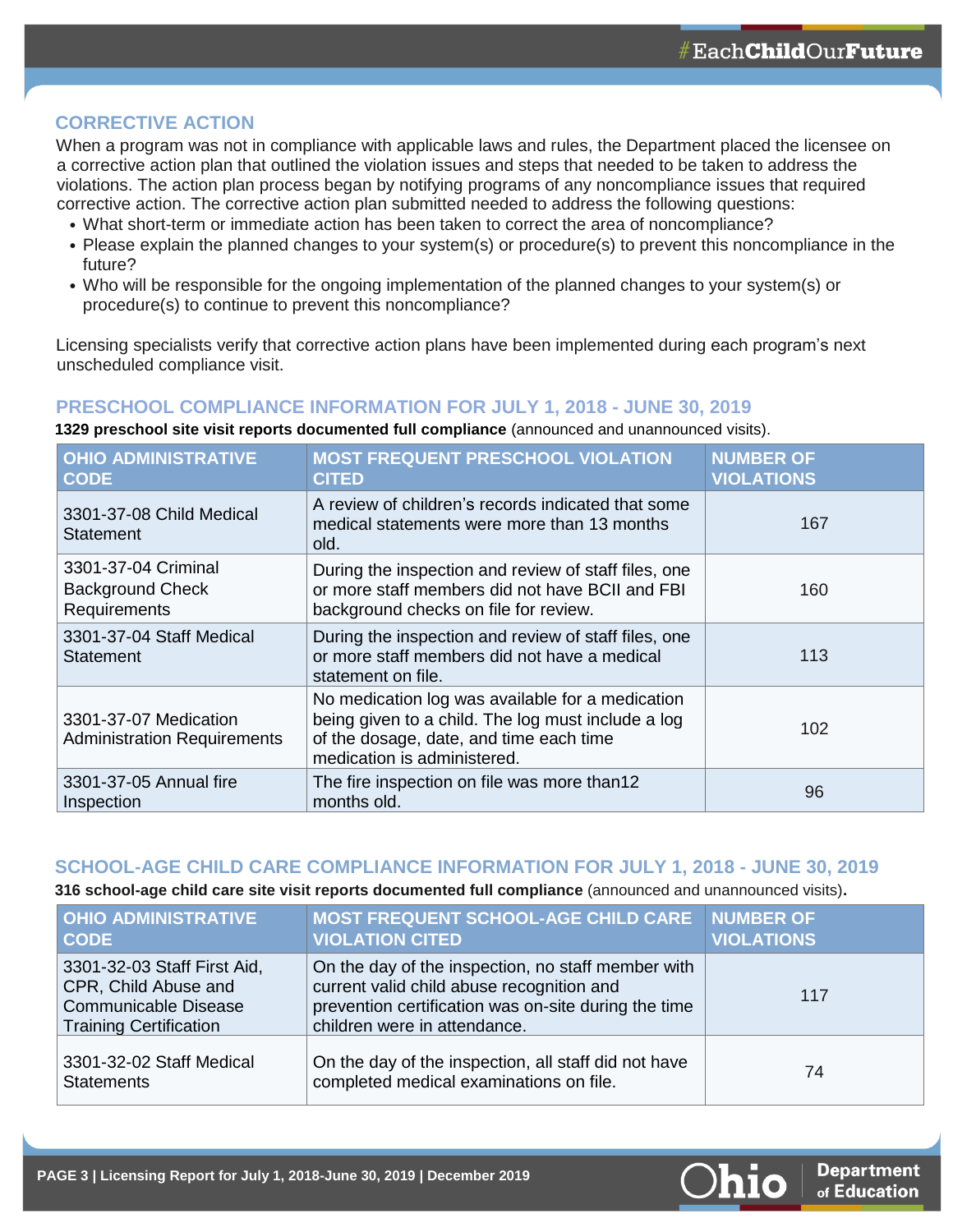## CORRECTIVE ACTION

When a program was not in compliance with applicable laws and rules, the Department placed the licensee on a corrective action plan that outlined the violation issues and steps that needed to be taken to address the violations. The action plan process began by notifying programs of any noncompliance issues that required corrective action. The corrective action plan submitted needed to address the following questions:

- What short-term or immediate action has been taken to correct the area of noncompliance?
- Please explain the planned changes to your system(s) or procedure(s) to prevent this noncompliance in the future?
- Who will be responsible for the ongoing implementation of the planned changes to your system(s) or procedure(s) to continue to prevent this noncompliance?

Licensing specialists verify that corrective action plans have been implemented during each program's next unscheduled compliance visit.

## PRESCHOOL COMPLIANCE INFORMATION FOR JULY 1, 2018 - JUNE 30, 2019

**1329 preschool site visit reports documented full compliance** (announced and unannounced visits).

| OHIO ADMINISTRATIVE CODE | MOST FREQUENT PRESCHOOL VIOLATION CITED | NUMBER OF VIOLATIONS |
|---|---|---|
| 3301-37-08 Child Medical Statement | A review of children's records indicated that some medical statements were more than 13 months old. | 167 |
| 3301-37-04 Criminal Background Check Requirements | During the inspection and review of staff files, one or more staff members did not have BCII and FBI background checks on file for review. | 160 |
| 3301-37-04 Staff Medical Statement | During the inspection and review of staff files, one or more staff members did not have a medical statement on file. | 113 |
| 3301-37-07 Medication Administration Requirements | No medication log was available for a medication being given to a child. The log must include a log of the dosage, date, and time each time medication is administered. | 102 |
| 3301-37-05 Annual fire Inspection | The fire inspection on file was more than12 months old. | 96 |

## SCHOOL-AGE CHILD CARE COMPLIANCE INFORMATION FOR JULY 1, 2018 - JUNE 30, 2019

**316 school-age child care site visit reports documented full compliance** (announced and unannounced visits)**.**

| OHIO ADMINISTRATIVE CODE | MOST FREQUENT SCHOOL-AGE CHILD CARE VIOLATION CITED | NUMBER OF VIOLATIONS |
|---|---|---|
| 3301-32-03 Staff First Aid, CPR, Child Abuse and Communicable Disease Training Certification | On the day of the inspection, no staff member with current valid child abuse recognition and prevention certification was on-site during the time children were in attendance. | 117 |
| 3301-32-02 Staff Medical Statements | On the day of the inspection, all staff did not have completed medical examinations on file. | 74 |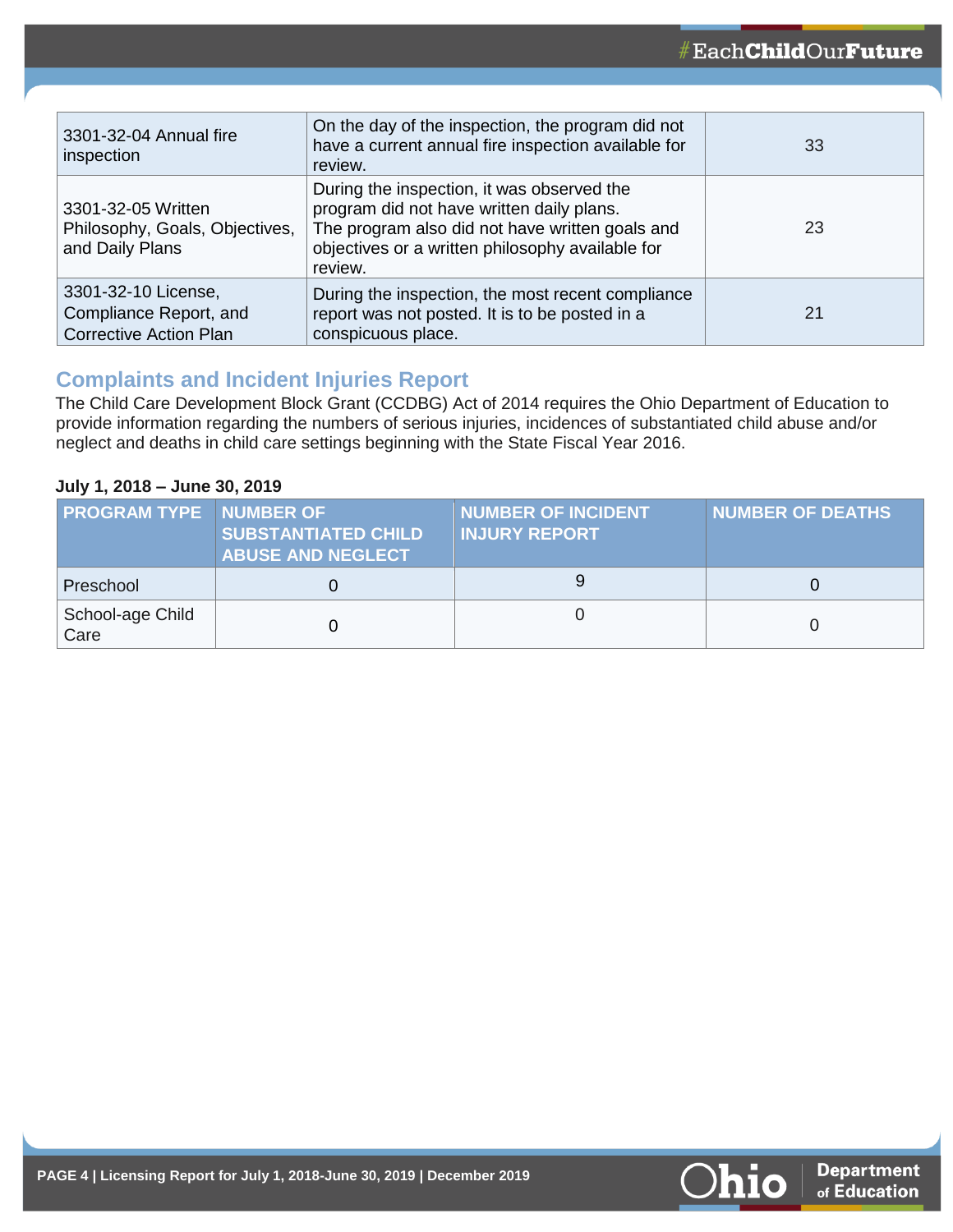| | | |
|---|---|---|
| 3301-32-04 Annual fire inspection | On the day of the inspection, the program did not have a current annual fire inspection available for review. | 33 |
| 3301-32-05 Written Philosophy, Goals, Objectives, and Daily Plans | During the inspection, it was observed the program did not have written daily plans. The program also did not have written goals and objectives or a written philosophy available for review. | 23 |
| 3301-32-10 License, Compliance Report, and Corrective Action Plan | During the inspection, the most recent compliance report was not posted. It is to be posted in a conspicuous place. | 21 |

## Complaints and Incident Injuries Report

The Child Care Development Block Grant (CCDBG) Act of 2014 requires the Ohio Department of Education to provide information regarding the numbers of serious injuries, incidences of substantiated child abuse and/or neglect and deaths in child care settings beginning with the State Fiscal Year 2016.

**July 1, 2018 – June 30, 2019**

| PROGRAM TYPE | NUMBER OF SUBSTANTIATED CHILD ABUSE AND NEGLECT | NUMBER OF INCIDENT INJURY REPORT | NUMBER OF DEATHS |
|---|---|---|---|
| Preschool | 0 | 9 | 0 |
| School-age Child Care | 0 | 0 | 0 |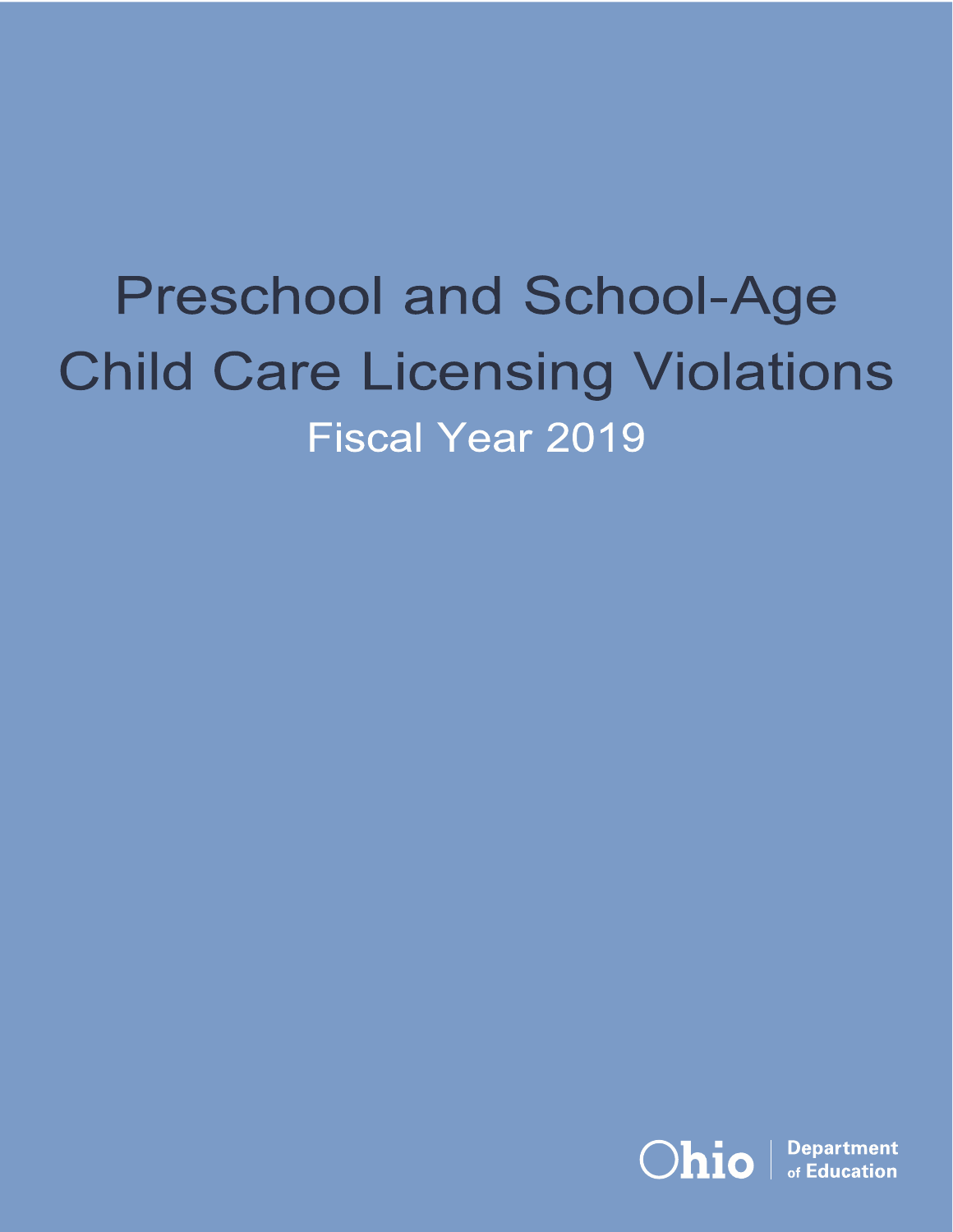# Preschool and School-Age Child Care Licensing Violations

## Fiscal Year 2019

Ohio Department of Education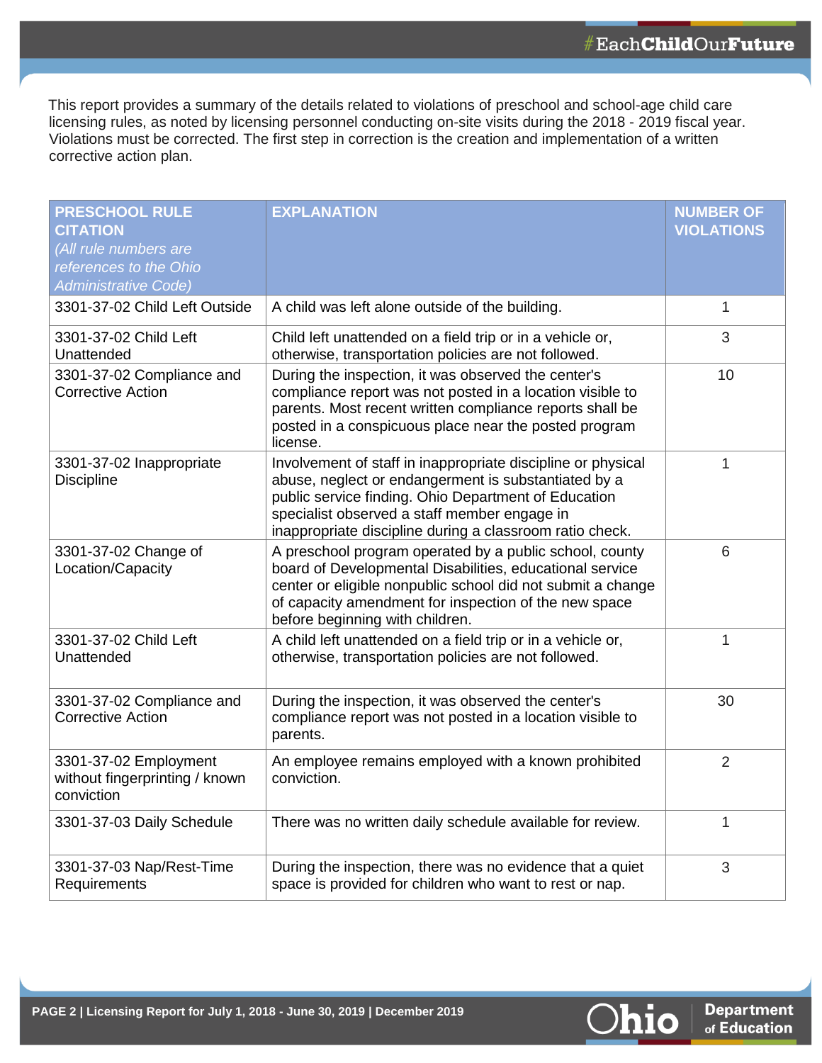This report provides a summary of the details related to violations of preschool and school-age child care licensing rules, as noted by licensing personnel conducting on-site visits during the 2018 - 2019 fiscal year. Violations must be corrected. The first step in correction is the creation and implementation of a written corrective action plan.

| PRESCHOOL RULE CITATION *(All rule numbers are references to the Ohio Administrative Code)* | EXPLANATION | NUMBER OF VIOLATIONS |
|---|---|---|
| 3301-37-02 Child Left Outside | A child was left alone outside of the building. | 1 |
| 3301-37-02 Child Left Unattended | Child left unattended on a field trip or in a vehicle or, otherwise, transportation policies are not followed. | 3 |
| 3301-37-02 Compliance and Corrective Action | During the inspection, it was observed the center's compliance report was not posted in a location visible to parents. Most recent written compliance reports shall be posted in a conspicuous place near the posted program license. | 10 |
| 3301-37-02 Inappropriate Discipline | Involvement of staff in inappropriate discipline or physical abuse, neglect or endangerment is substantiated by a public service finding. Ohio Department of Education specialist observed a staff member engage in inappropriate discipline during a classroom ratio check. | 1 |
| 3301-37-02 Change of Location/Capacity | A preschool program operated by a public school, county board of Developmental Disabilities, educational service center or eligible nonpublic school did not submit a change of capacity amendment for inspection of the new space before beginning with children. | 6 |
| 3301-37-02 Child Left Unattended | A child left unattended on a field trip or in a vehicle or, otherwise, transportation policies are not followed. | 1 |
| 3301-37-02 Compliance and Corrective Action | During the inspection, it was observed the center's compliance report was not posted in a location visible to parents. | 30 |
| 3301-37-02 Employment without fingerprinting / known conviction | An employee remains employed with a known prohibited conviction. | 2 |
| 3301-37-03 Daily Schedule | There was no written daily schedule available for review. | 1 |
| 3301-37-03 Nap/Rest-Time Requirements | During the inspection, there was no evidence that a quiet space is provided for children who want to rest or nap. | 3 |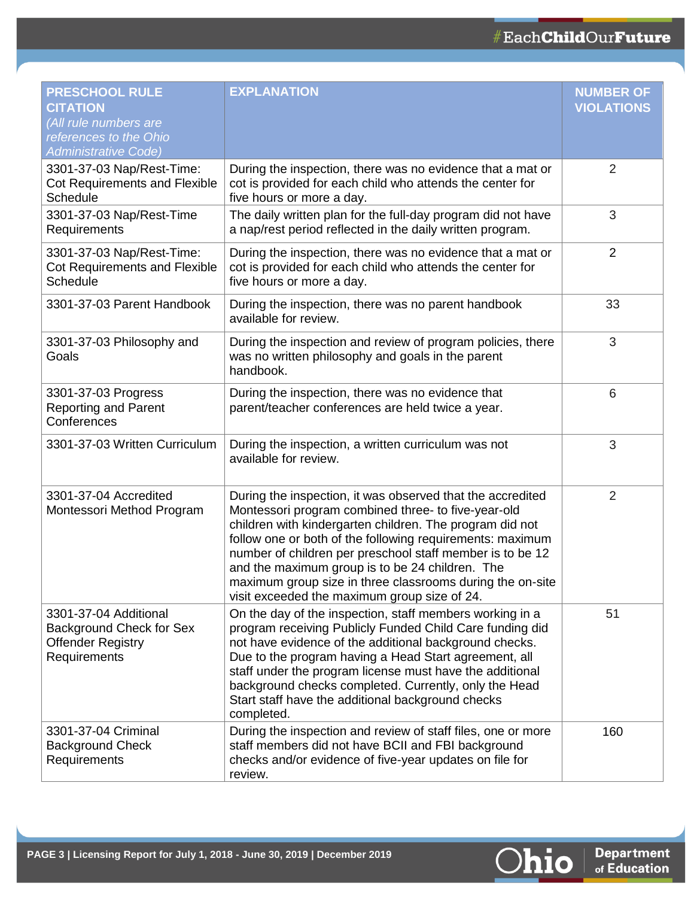| PRESCHOOL RULE CITATION *(All rule numbers are references to the Ohio Administrative Code)* | EXPLANATION | NUMBER OF VIOLATIONS |
|---|---|---|
| 3301-37-03 Nap/Rest-Time: Cot Requirements and Flexible Schedule | During the inspection, there was no evidence that a mat or cot is provided for each child who attends the center for five hours or more a day. | 2 |
| 3301-37-03 Nap/Rest-Time Requirements | The daily written plan for the full-day program did not have a nap/rest period reflected in the daily written program. | 3 |
| 3301-37-03 Nap/Rest-Time: Cot Requirements and Flexible Schedule | During the inspection, there was no evidence that a mat or cot is provided for each child who attends the center for five hours or more a day. | 2 |
| 3301-37-03 Parent Handbook | During the inspection, there was no parent handbook available for review. | 33 |
| 3301-37-03 Philosophy and Goals | During the inspection and review of program policies, there was no written philosophy and goals in the parent handbook. | 3 |
| 3301-37-03 Progress Reporting and Parent Conferences | During the inspection, there was no evidence that parent/teacher conferences are held twice a year. | 6 |
| 3301-37-03 Written Curriculum | During the inspection, a written curriculum was not available for review. | 3 |
| 3301-37-04 Accredited Montessori Method Program | During the inspection, it was observed that the accredited Montessori program combined three- to five-year-old children with kindergarten children. The program did not follow one or both of the following requirements: maximum number of children per preschool staff member is to be 12 and the maximum group is to be 24 children. The maximum group size in three classrooms during the on-site visit exceeded the maximum group size of 24. | 2 |
| 3301-37-04 Additional Background Check for Sex Offender Registry Requirements | On the day of the inspection, staff members working in a program receiving Publicly Funded Child Care funding did not have evidence of the additional background checks. Due to the program having a Head Start agreement, all staff under the program license must have the additional background checks completed. Currently, only the Head Start staff have the additional background checks completed. | 51 |
| 3301-37-04 Criminal Background Check Requirements | During the inspection and review of staff files, one or more staff members did not have BCII and FBI background checks and/or evidence of five-year updates on file for review. | 160 |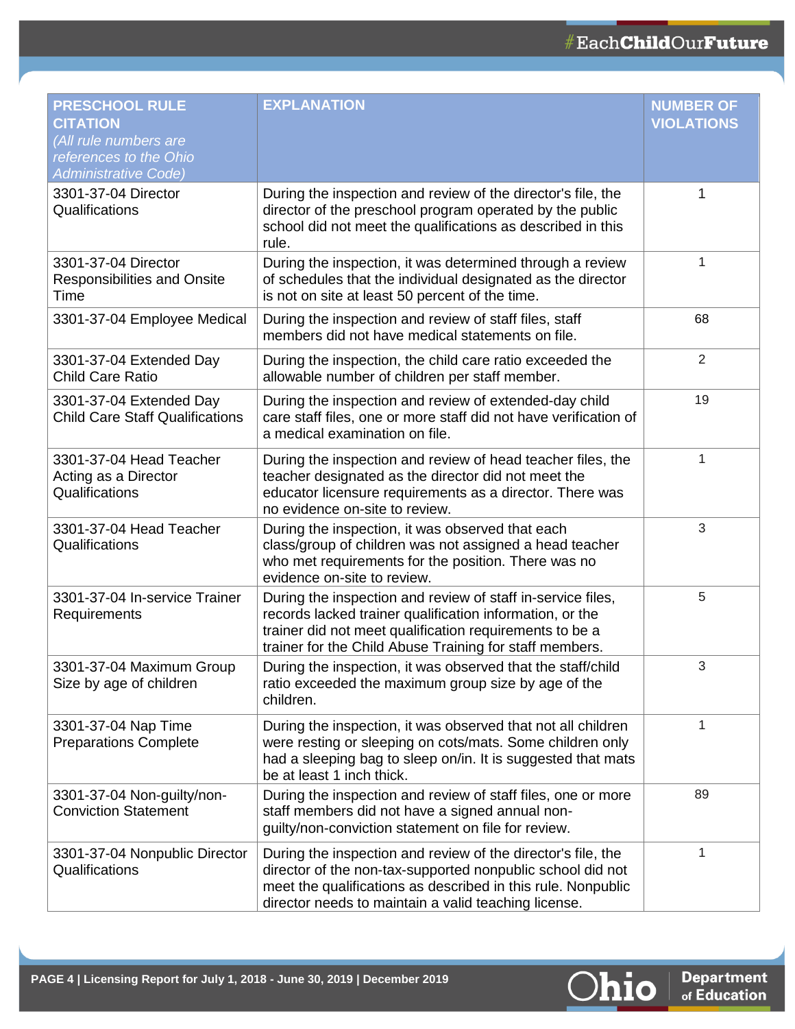| PRESCHOOL RULE CITATION *(All rule numbers are references to the Ohio Administrative Code)* | EXPLANATION | NUMBER OF VIOLATIONS |
|---|---|---|
| 3301-37-04 Director Qualifications | During the inspection and review of the director's file, the director of the preschool program operated by the public school did not meet the qualifications as described in this rule. | 1 |
| 3301-37-04 Director Responsibilities and Onsite Time | During the inspection, it was determined through a review of schedules that the individual designated as the director is not on site at least 50 percent of the time. | 1 |
| 3301-37-04 Employee Medical | During the inspection and review of staff files, staff members did not have medical statements on file. | 68 |
| 3301-37-04 Extended Day Child Care Ratio | During the inspection, the child care ratio exceeded the allowable number of children per staff member. | 2 |
| 3301-37-04 Extended Day Child Care Staff Qualifications | During the inspection and review of extended-day child care staff files, one or more staff did not have verification of a medical examination on file. | 19 |
| 3301-37-04 Head Teacher Acting as a Director Qualifications | During the inspection and review of head teacher files, the teacher designated as the director did not meet the educator licensure requirements as a director. There was no evidence on-site to review. | 1 |
| 3301-37-04 Head Teacher Qualifications | During the inspection, it was observed that each class/group of children was not assigned a head teacher who met requirements for the position. There was no evidence on-site to review. | 3 |
| 3301-37-04 In-service Trainer Requirements | During the inspection and review of staff in-service files, records lacked trainer qualification information, or the trainer did not meet qualification requirements to be a trainer for the Child Abuse Training for staff members. | 5 |
| 3301-37-04 Maximum Group Size by age of children | During the inspection, it was observed that the staff/child ratio exceeded the maximum group size by age of the children. | 3 |
| 3301-37-04 Nap Time Preparations Complete | During the inspection, it was observed that not all children were resting or sleeping on cots/mats. Some children only had a sleeping bag to sleep on/in. It is suggested that mats be at least 1 inch thick. | 1 |
| 3301-37-04 Non-guilty/non-Conviction Statement | During the inspection and review of staff files, one or more staff members did not have a signed annual non-guilty/non-conviction statement on file for review. | 89 |
| 3301-37-04 Nonpublic Director Qualifications | During the inspection and review of the director's file, the director of the non-tax-supported nonpublic school did not meet the qualifications as described in this rule. Nonpublic director needs to maintain a valid teaching license. | 1 |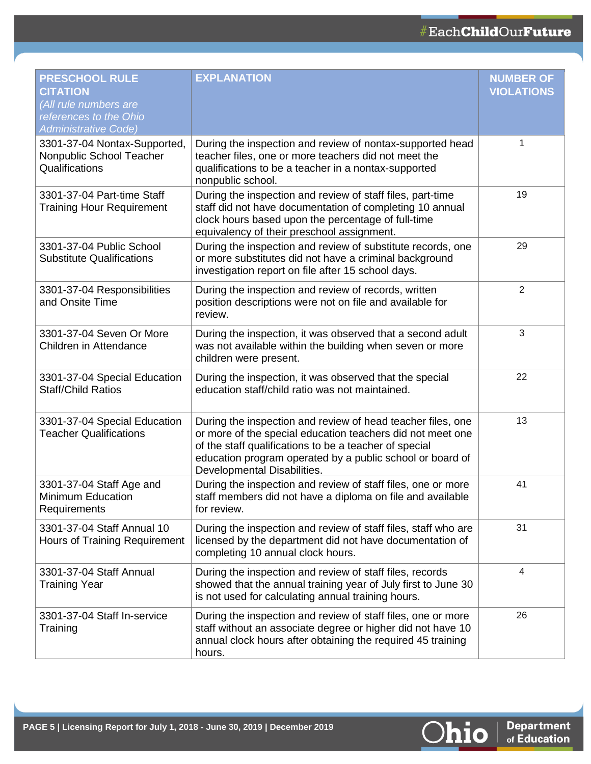| PRESCHOOL RULE CITATION *(All rule numbers are references to the Ohio Administrative Code)* | EXPLANATION | NUMBER OF VIOLATIONS |
|---|---|---|
| 3301-37-04 Nontax-Supported, Nonpublic School Teacher Qualifications | During the inspection and review of nontax-supported head teacher files, one or more teachers did not meet the qualifications to be a teacher in a nontax-supported nonpublic school. | 1 |
| 3301-37-04 Part-time Staff Training Hour Requirement | During the inspection and review of staff files, part-time staff did not have documentation of completing 10 annual clock hours based upon the percentage of full-time equivalency of their preschool assignment. | 19 |
| 3301-37-04 Public School Substitute Qualifications | During the inspection and review of substitute records, one or more substitutes did not have a criminal background investigation report on file after 15 school days. | 29 |
| 3301-37-04 Responsibilities and Onsite Time | During the inspection and review of records, written position descriptions were not on file and available for review. | 2 |
| 3301-37-04 Seven Or More Children in Attendance | During the inspection, it was observed that a second adult was not available within the building when seven or more children were present. | 3 |
| 3301-37-04 Special Education Staff/Child Ratios | During the inspection, it was observed that the special education staff/child ratio was not maintained. | 22 |
| 3301-37-04 Special Education Teacher Qualifications | During the inspection and review of head teacher files, one or more of the special education teachers did not meet one of the staff qualifications to be a teacher of special education program operated by a public school or board of Developmental Disabilities. | 13 |
| 3301-37-04 Staff Age and Minimum Education Requirements | During the inspection and review of staff files, one or more staff members did not have a diploma on file and available for review. | 41 |
| 3301-37-04 Staff Annual 10 Hours of Training Requirement | During the inspection and review of staff files, staff who are licensed by the department did not have documentation of completing 10 annual clock hours. | 31 |
| 3301-37-04 Staff Annual Training Year | During the inspection and review of staff files, records showed that the annual training year of July first to June 30 is not used for calculating annual training hours. | 4 |
| 3301-37-04 Staff In-service Training | During the inspection and review of staff files, one or more staff without an associate degree or higher did not have 10 annual clock hours after obtaining the required 45 training hours. | 26 |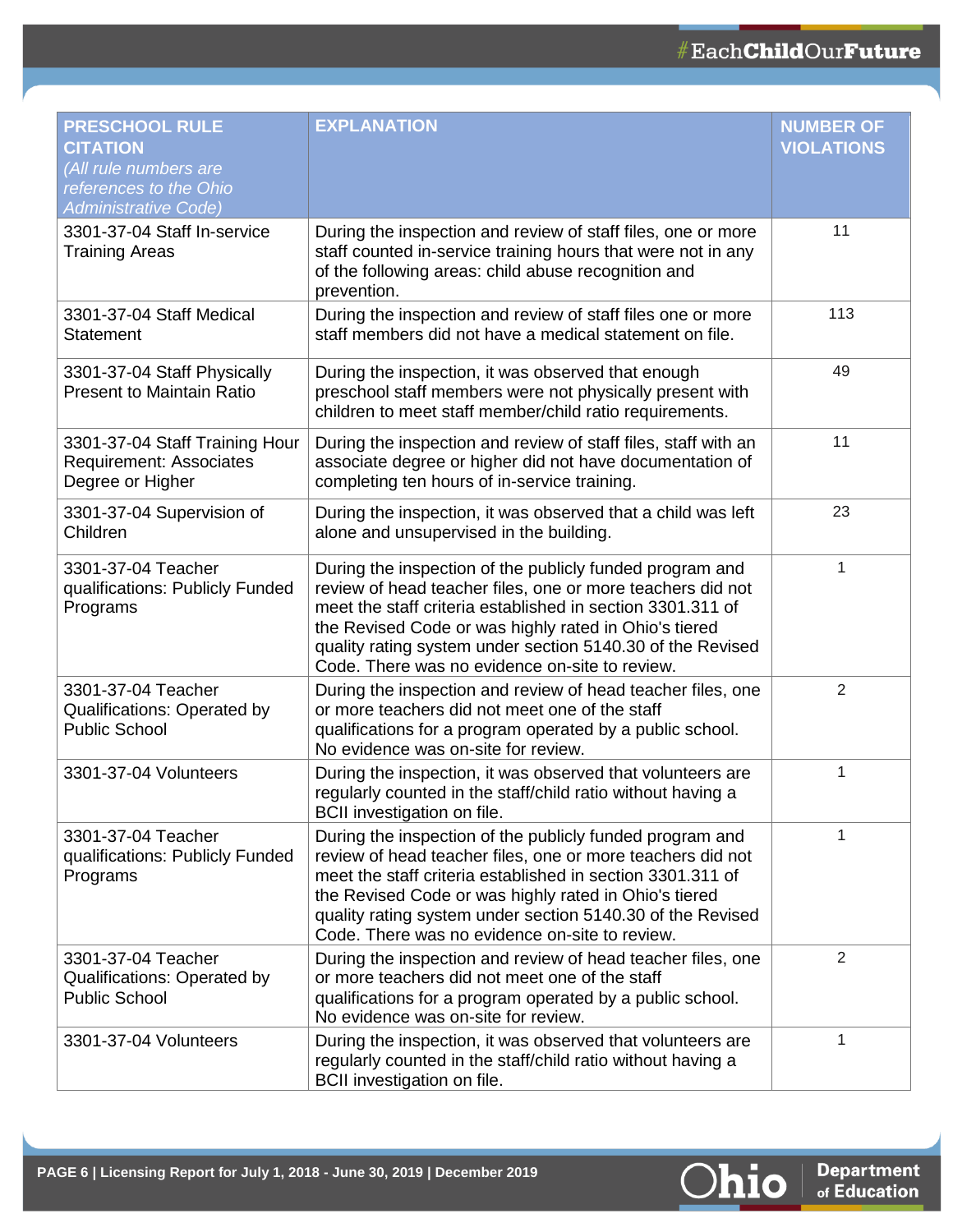| PRESCHOOL RULE CITATION *(All rule numbers are references to the Ohio Administrative Code)* | EXPLANATION | NUMBER OF VIOLATIONS |
|---|---|---|
| 3301-37-04 Staff In-service Training Areas | During the inspection and review of staff files, one or more staff counted in-service training hours that were not in any of the following areas: child abuse recognition and prevention. | 11 |
| 3301-37-04 Staff Medical Statement | During the inspection and review of staff files one or more staff members did not have a medical statement on file. | 113 |
| 3301-37-04 Staff Physically Present to Maintain Ratio | During the inspection, it was observed that enough preschool staff members were not physically present with children to meet staff member/child ratio requirements. | 49 |
| 3301-37-04 Staff Training Hour Requirement: Associates Degree or Higher | During the inspection and review of staff files, staff with an associate degree or higher did not have documentation of completing ten hours of in-service training. | 11 |
| 3301-37-04 Supervision of Children | During the inspection, it was observed that a child was left alone and unsupervised in the building. | 23 |
| 3301-37-04 Teacher qualifications: Publicly Funded Programs | During the inspection of the publicly funded program and review of head teacher files, one or more teachers did not meet the staff criteria established in section 3301.311 of the Revised Code or was highly rated in Ohio's tiered quality rating system under section 5140.30 of the Revised Code. There was no evidence on-site to review. | 1 |
| 3301-37-04 Teacher Qualifications: Operated by Public School | During the inspection and review of head teacher files, one or more teachers did not meet one of the staff qualifications for a program operated by a public school. No evidence was on-site for review. | 2 |
| 3301-37-04 Volunteers | During the inspection, it was observed that volunteers are regularly counted in the staff/child ratio without having a BCII investigation on file. | 1 |
| 3301-37-04 Teacher qualifications: Publicly Funded Programs | During the inspection of the publicly funded program and review of head teacher files, one or more teachers did not meet the staff criteria established in section 3301.311 of the Revised Code or was highly rated in Ohio's tiered quality rating system under section 5140.30 of the Revised Code. There was no evidence on-site to review. | 1 |
| 3301-37-04 Teacher Qualifications: Operated by Public School | During the inspection and review of head teacher files, one or more teachers did not meet one of the staff qualifications for a program operated by a public school. No evidence was on-site for review. | 2 |
| 3301-37-04 Volunteers | During the inspection, it was observed that volunteers are regularly counted in the staff/child ratio without having a BCII investigation on file. | 1 |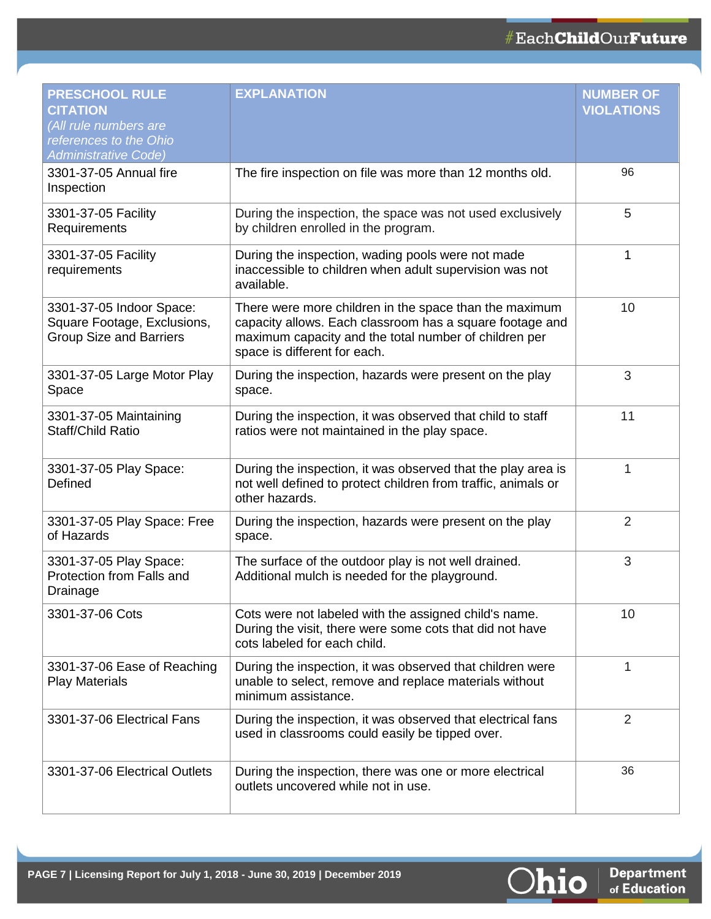| PRESCHOOL RULE CITATION *(All rule numbers are references to the Ohio Administrative Code)* | EXPLANATION | NUMBER OF VIOLATIONS |
|---|---|---|
| 3301-37-05 Annual fire Inspection | The fire inspection on file was more than 12 months old. | 96 |
| 3301-37-05 Facility Requirements | During the inspection, the space was not used exclusively by children enrolled in the program. | 5 |
| 3301-37-05 Facility requirements | During the inspection, wading pools were not made inaccessible to children when adult supervision was not available. | 1 |
| 3301-37-05 Indoor Space: Square Footage, Exclusions, Group Size and Barriers | There were more children in the space than the maximum capacity allows. Each classroom has a square footage and maximum capacity and the total number of children per space is different for each. | 10 |
| 3301-37-05 Large Motor Play Space | During the inspection, hazards were present on the play space. | 3 |
| 3301-37-05 Maintaining Staff/Child Ratio | During the inspection, it was observed that child to staff ratios were not maintained in the play space. | 11 |
| 3301-37-05 Play Space: Defined | During the inspection, it was observed that the play area is not well defined to protect children from traffic, animals or other hazards. | 1 |
| 3301-37-05 Play Space: Free of Hazards | During the inspection, hazards were present on the play space. | 2 |
| 3301-37-05 Play Space: Protection from Falls and Drainage | The surface of the outdoor play is not well drained. Additional mulch is needed for the playground. | 3 |
| 3301-37-06 Cots | Cots were not labeled with the assigned child's name. During the visit, there were some cots that did not have cots labeled for each child. | 10 |
| 3301-37-06 Ease of Reaching Play Materials | During the inspection, it was observed that children were unable to select, remove and replace materials without minimum assistance. | 1 |
| 3301-37-06 Electrical Fans | During the inspection, it was observed that electrical fans used in classrooms could easily be tipped over. | 2 |
| 3301-37-06 Electrical Outlets | During the inspection, there was one or more electrical outlets uncovered while not in use. | 36 |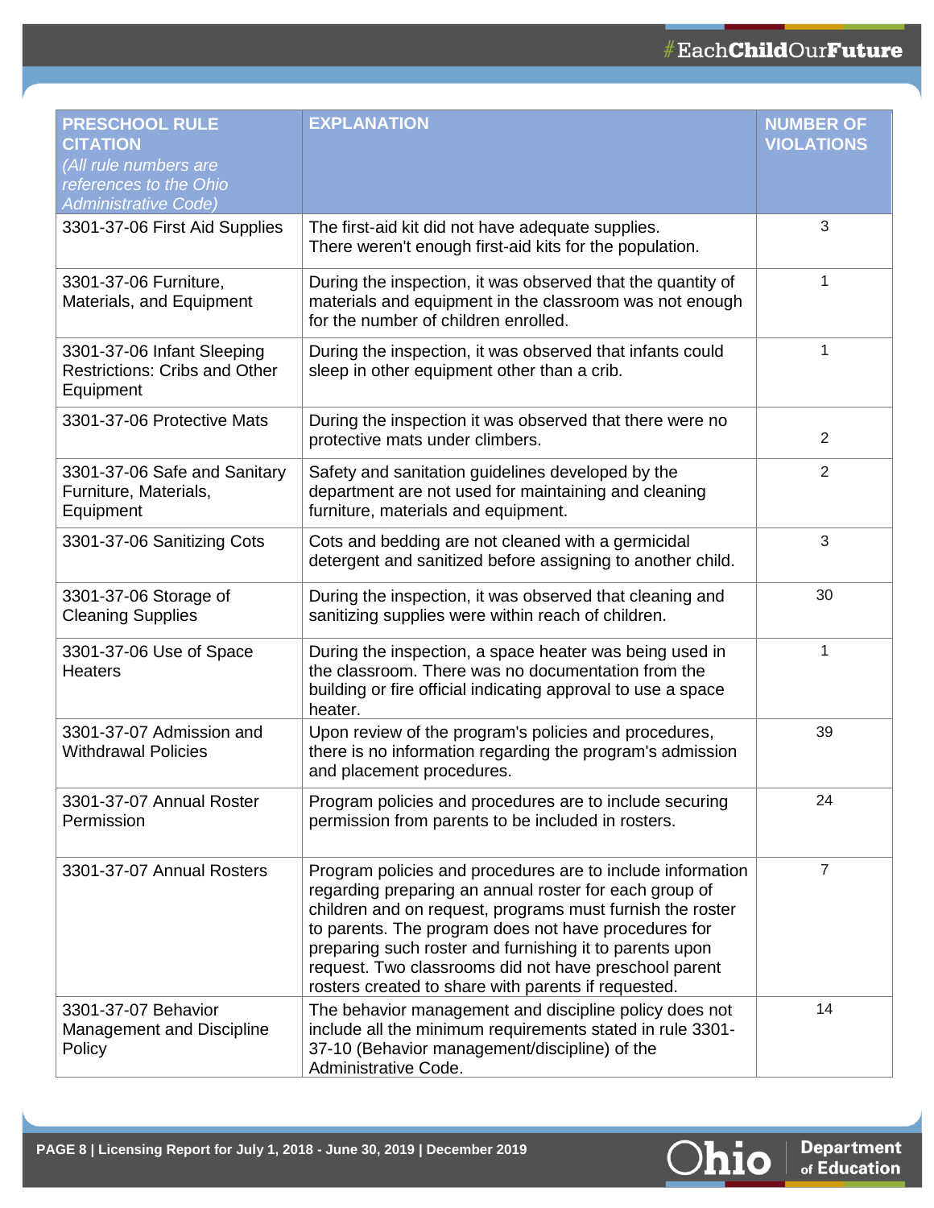| PRESCHOOL RULE CITATION *(All rule numbers are references to the Ohio Administrative Code)* | EXPLANATION | NUMBER OF VIOLATIONS |
|---|---|---|
| 3301-37-06 First Aid Supplies | The first-aid kit did not have adequate supplies. There weren't enough first-aid kits for the population. | 3 |
| 3301-37-06 Furniture, Materials, and Equipment | During the inspection, it was observed that the quantity of materials and equipment in the classroom was not enough for the number of children enrolled. | 1 |
| 3301-37-06 Infant Sleeping Restrictions: Cribs and Other Equipment | During the inspection, it was observed that infants could sleep in other equipment other than a crib. | 1 |
| 3301-37-06 Protective Mats | During the inspection it was observed that there were no protective mats under climbers. | 2 |
| 3301-37-06 Safe and Sanitary Furniture, Materials, Equipment | Safety and sanitation guidelines developed by the department are not used for maintaining and cleaning furniture, materials and equipment. | 2 |
| 3301-37-06 Sanitizing Cots | Cots and bedding are not cleaned with a germicidal detergent and sanitized before assigning to another child. | 3 |
| 3301-37-06 Storage of Cleaning Supplies | During the inspection, it was observed that cleaning and sanitizing supplies were within reach of children. | 30 |
| 3301-37-06 Use of Space Heaters | During the inspection, a space heater was being used in the classroom. There was no documentation from the building or fire official indicating approval to use a space heater. | 1 |
| 3301-37-07 Admission and Withdrawal Policies | Upon review of the program's policies and procedures, there is no information regarding the program's admission and placement procedures. | 39 |
| 3301-37-07 Annual Roster Permission | Program policies and procedures are to include securing permission from parents to be included in rosters. | 24 |
| 3301-37-07 Annual Rosters | Program policies and procedures are to include information regarding preparing an annual roster for each group of children and on request, programs must furnish the roster to parents. The program does not have procedures for preparing such roster and furnishing it to parents upon request. Two classrooms did not have preschool parent rosters created to share with parents if requested. | 7 |
| 3301-37-07 Behavior Management and Discipline Policy | The behavior management and discipline policy does not include all the minimum requirements stated in rule 3301-37-10 (Behavior management/discipline) of the Administrative Code. | 14 |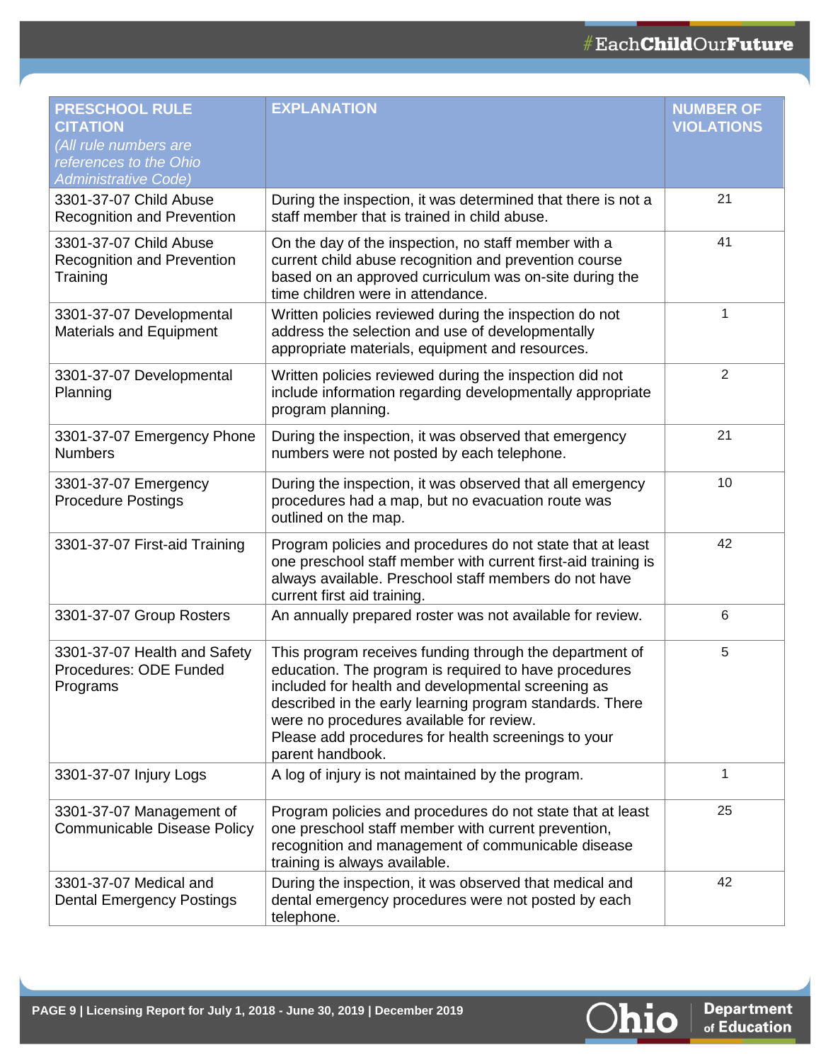| PRESCHOOL RULE CITATION *(All rule numbers are references to the Ohio Administrative Code)* | EXPLANATION | NUMBER OF VIOLATIONS |
|---|---|---|
| 3301-37-07 Child Abuse Recognition and Prevention | During the inspection, it was determined that there is not a staff member that is trained in child abuse. | 21 |
| 3301-37-07 Child Abuse Recognition and Prevention Training | On the day of the inspection, no staff member with a current child abuse recognition and prevention course based on an approved curriculum was on-site during the time children were in attendance. | 41 |
| 3301-37-07 Developmental Materials and Equipment | Written policies reviewed during the inspection do not address the selection and use of developmentally appropriate materials, equipment and resources. | 1 |
| 3301-37-07 Developmental Planning | Written policies reviewed during the inspection did not include information regarding developmentally appropriate program planning. | 2 |
| 3301-37-07 Emergency Phone Numbers | During the inspection, it was observed that emergency numbers were not posted by each telephone. | 21 |
| 3301-37-07 Emergency Procedure Postings | During the inspection, it was observed that all emergency procedures had a map, but no evacuation route was outlined on the map. | 10 |
| 3301-37-07 First-aid Training | Program policies and procedures do not state that at least one preschool staff member with current first-aid training is always available. Preschool staff members do not have current first aid training. | 42 |
| 3301-37-07 Group Rosters | An annually prepared roster was not available for review. | 6 |
| 3301-37-07 Health and Safety Procedures: ODE Funded Programs | This program receives funding through the department of education. The program is required to have procedures included for health and developmental screening as described in the early learning program standards. There were no procedures available for review. Please add procedures for health screenings to your parent handbook. | 5 |
| 3301-37-07 Injury Logs | A log of injury is not maintained by the program. | 1 |
| 3301-37-07 Management of Communicable Disease Policy | Program policies and procedures do not state that at least one preschool staff member with current prevention, recognition and management of communicable disease training is always available. | 25 |
| 3301-37-07 Medical and Dental Emergency Postings | During the inspection, it was observed that medical and dental emergency procedures were not posted by each telephone. | 42 |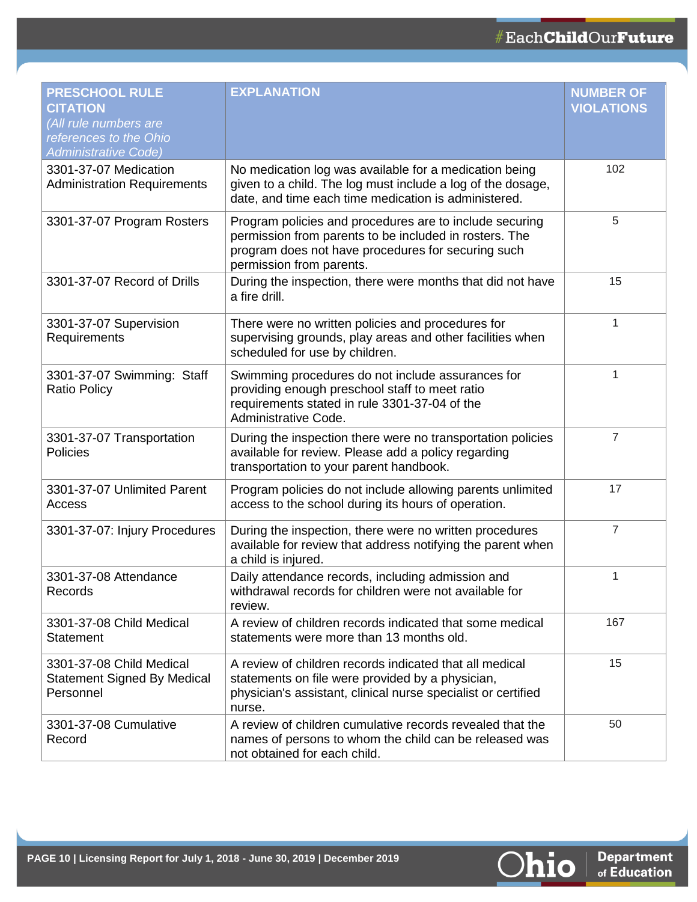| PRESCHOOL RULE CITATION *(All rule numbers are references to the Ohio Administrative Code)* | EXPLANATION | NUMBER OF VIOLATIONS |
|---|---|---|
| 3301-37-07 Medication Administration Requirements | No medication log was available for a medication being given to a child. The log must include a log of the dosage, date, and time each time medication is administered. | 102 |
| 3301-37-07 Program Rosters | Program policies and procedures are to include securing permission from parents to be included in rosters. The program does not have procedures for securing such permission from parents. | 5 |
| 3301-37-07 Record of Drills | During the inspection, there were months that did not have a fire drill. | 15 |
| 3301-37-07 Supervision Requirements | There were no written policies and procedures for supervising grounds, play areas and other facilities when scheduled for use by children. | 1 |
| 3301-37-07 Swimming: Staff Ratio Policy | Swimming procedures do not include assurances for providing enough preschool staff to meet ratio requirements stated in rule 3301-37-04 of the Administrative Code. | 1 |
| 3301-37-07 Transportation Policies | During the inspection there were no transportation policies available for review. Please add a policy regarding transportation to your parent handbook. | 7 |
| 3301-37-07 Unlimited Parent Access | Program policies do not include allowing parents unlimited access to the school during its hours of operation. | 17 |
| 3301-37-07: Injury Procedures | During the inspection, there were no written procedures available for review that address notifying the parent when a child is injured. | 7 |
| 3301-37-08 Attendance Records | Daily attendance records, including admission and withdrawal records for children were not available for review. | 1 |
| 3301-37-08 Child Medical Statement | A review of children records indicated that some medical statements were more than 13 months old. | 167 |
| 3301-37-08 Child Medical Statement Signed By Medical Personnel | A review of children records indicated that all medical statements on file were provided by a physician, physician's assistant, clinical nurse specialist or certified nurse. | 15 |
| 3301-37-08 Cumulative Record | A review of children cumulative records revealed that the names of persons to whom the child can be released was not obtained for each child. | 50 |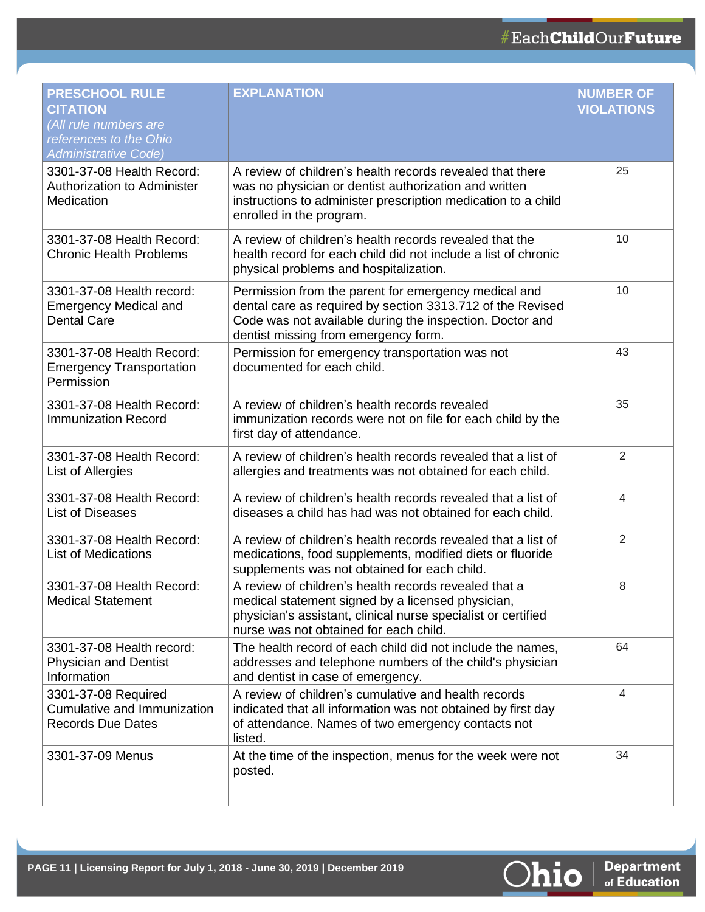| PRESCHOOL RULE CITATION *(All rule numbers are references to the Ohio Administrative Code)* | EXPLANATION | NUMBER OF VIOLATIONS |
|---|---|---|
| 3301-37-08 Health Record: Authorization to Administer Medication | A review of children's health records revealed that there was no physician or dentist authorization and written instructions to administer prescription medication to a child enrolled in the program. | 25 |
| 3301-37-08 Health Record: Chronic Health Problems | A review of children's health records revealed that the health record for each child did not include a list of chronic physical problems and hospitalization. | 10 |
| 3301-37-08 Health record: Emergency Medical and Dental Care | Permission from the parent for emergency medical and dental care as required by section 3313.712 of the Revised Code was not available during the inspection. Doctor and dentist missing from emergency form. | 10 |
| 3301-37-08 Health Record: Emergency Transportation Permission | Permission for emergency transportation was not documented for each child. | 43 |
| 3301-37-08 Health Record: Immunization Record | A review of children's health records revealed immunization records were not on file for each child by the first day of attendance. | 35 |
| 3301-37-08 Health Record: List of Allergies | A review of children's health records revealed that a list of allergies and treatments was not obtained for each child. | 2 |
| 3301-37-08 Health Record: List of Diseases | A review of children's health records revealed that a list of diseases a child has had was not obtained for each child. | 4 |
| 3301-37-08 Health Record: List of Medications | A review of children's health records revealed that a list of medications, food supplements, modified diets or fluoride supplements was not obtained for each child. | 2 |
| 3301-37-08 Health Record: Medical Statement | A review of children's health records revealed that a medical statement signed by a licensed physician, physician's assistant, clinical nurse specialist or certified nurse was not obtained for each child. | 8 |
| 3301-37-08 Health record: Physician and Dentist Information | The health record of each child did not include the names, addresses and telephone numbers of the child's physician and dentist in case of emergency. | 64 |
| 3301-37-08 Required Cumulative and Immunization Records Due Dates | A review of children's cumulative and health records indicated that all information was not obtained by first day of attendance. Names of two emergency contacts not listed. | 4 |
| 3301-37-09 Menus | At the time of the inspection, menus for the week were not posted. | 34 |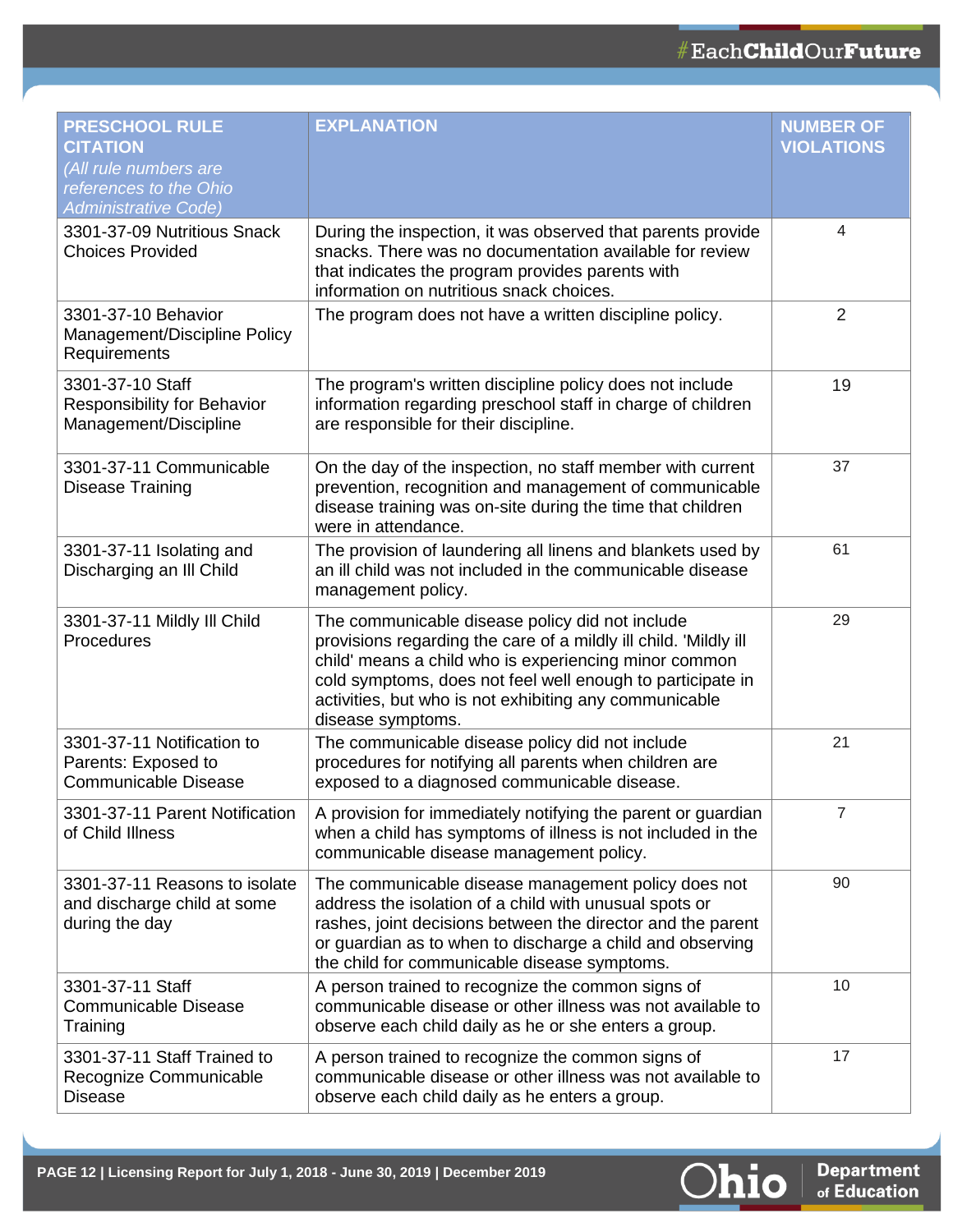| PRESCHOOL RULE CITATION *(All rule numbers are references to the Ohio Administrative Code)* | EXPLANATION | NUMBER OF VIOLATIONS |
|---|---|---|
| 3301-37-09 Nutritious Snack Choices Provided | During the inspection, it was observed that parents provide snacks. There was no documentation available for review that indicates the program provides parents with information on nutritious snack choices. | 4 |
| 3301-37-10 Behavior Management/Discipline Policy Requirements | The program does not have a written discipline policy. | 2 |
| 3301-37-10 Staff Responsibility for Behavior Management/Discipline | The program's written discipline policy does not include information regarding preschool staff in charge of children are responsible for their discipline. | 19 |
| 3301-37-11 Communicable Disease Training | On the day of the inspection, no staff member with current prevention, recognition and management of communicable disease training was on-site during the time that children were in attendance. | 37 |
| 3301-37-11 Isolating and Discharging an Ill Child | The provision of laundering all linens and blankets used by an ill child was not included in the communicable disease management policy. | 61 |
| 3301-37-11 Mildly Ill Child Procedures | The communicable disease policy did not include provisions regarding the care of a mildly ill child. 'Mildly ill child' means a child who is experiencing minor common cold symptoms, does not feel well enough to participate in activities, but who is not exhibiting any communicable disease symptoms. | 29 |
| 3301-37-11 Notification to Parents: Exposed to Communicable Disease | The communicable disease policy did not include procedures for notifying all parents when children are exposed to a diagnosed communicable disease. | 21 |
| 3301-37-11 Parent Notification of Child Illness | A provision for immediately notifying the parent or guardian when a child has symptoms of illness is not included in the communicable disease management policy. | 7 |
| 3301-37-11 Reasons to isolate and discharge child at some during the day | The communicable disease management policy does not address the isolation of a child with unusual spots or rashes, joint decisions between the director and the parent or guardian as to when to discharge a child and observing the child for communicable disease symptoms. | 90 |
| 3301-37-11 Staff Communicable Disease Training | A person trained to recognize the common signs of communicable disease or other illness was not available to observe each child daily as he or she enters a group. | 10 |
| 3301-37-11 Staff Trained to Recognize Communicable Disease | A person trained to recognize the common signs of communicable disease or other illness was not available to observe each child daily as he enters a group. | 17 |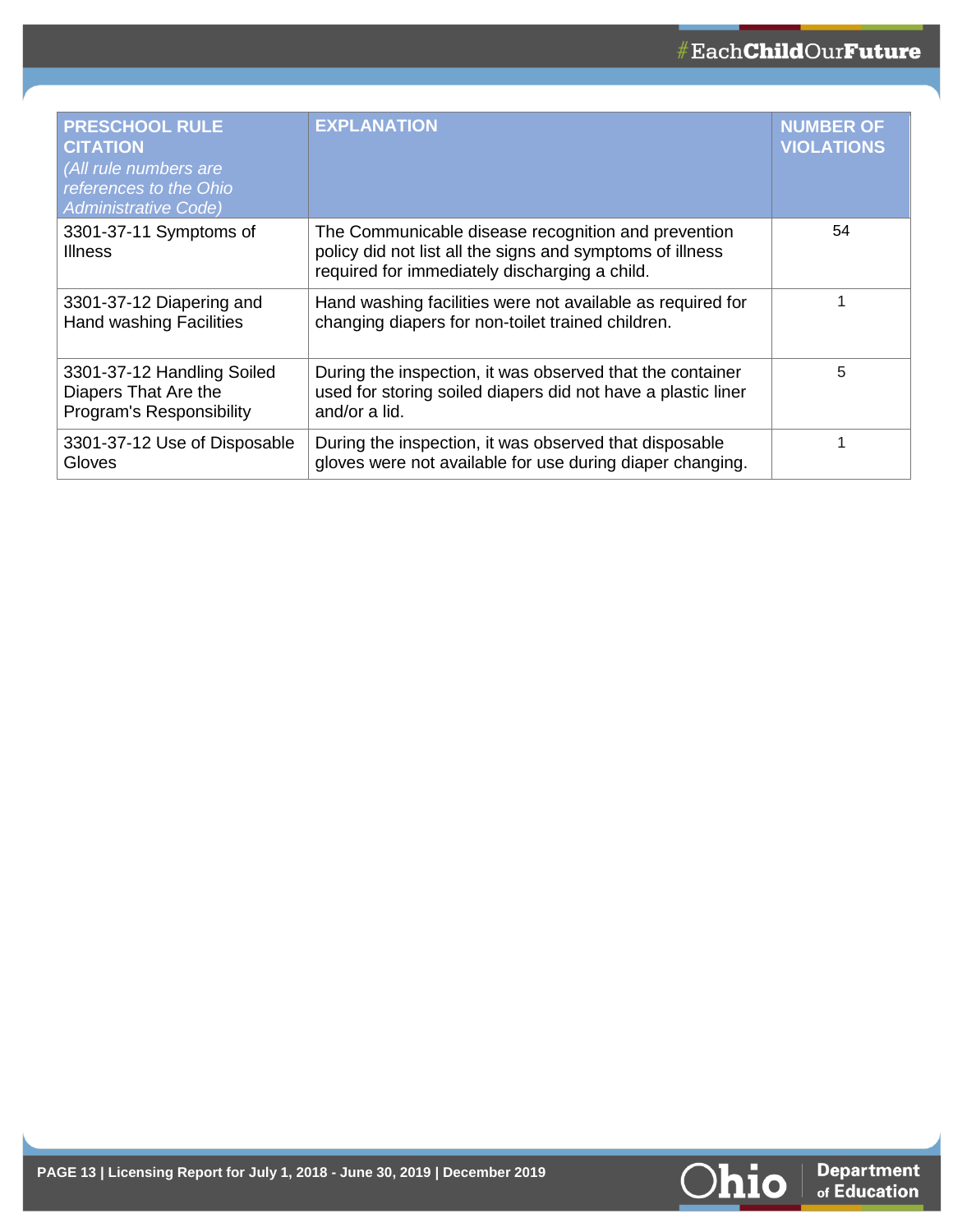| PRESCHOOL RULE CITATION *(All rule numbers are references to the Ohio Administrative Code)* | EXPLANATION | NUMBER OF VIOLATIONS |
|---|---|---|
| 3301-37-11 Symptoms of Illness | The Communicable disease recognition and prevention policy did not list all the signs and symptoms of illness required for immediately discharging a child. | 54 |
| 3301-37-12 Diapering and Hand washing Facilities | Hand washing facilities were not available as required for changing diapers for non-toilet trained children. | 1 |
| 3301-37-12 Handling Soiled Diapers That Are the Program's Responsibility | During the inspection, it was observed that the container used for storing soiled diapers did not have a plastic liner and/or a lid. | 5 |
| 3301-37-12 Use of Disposable Gloves | During the inspection, it was observed that disposable gloves were not available for use during diaper changing. | 1 |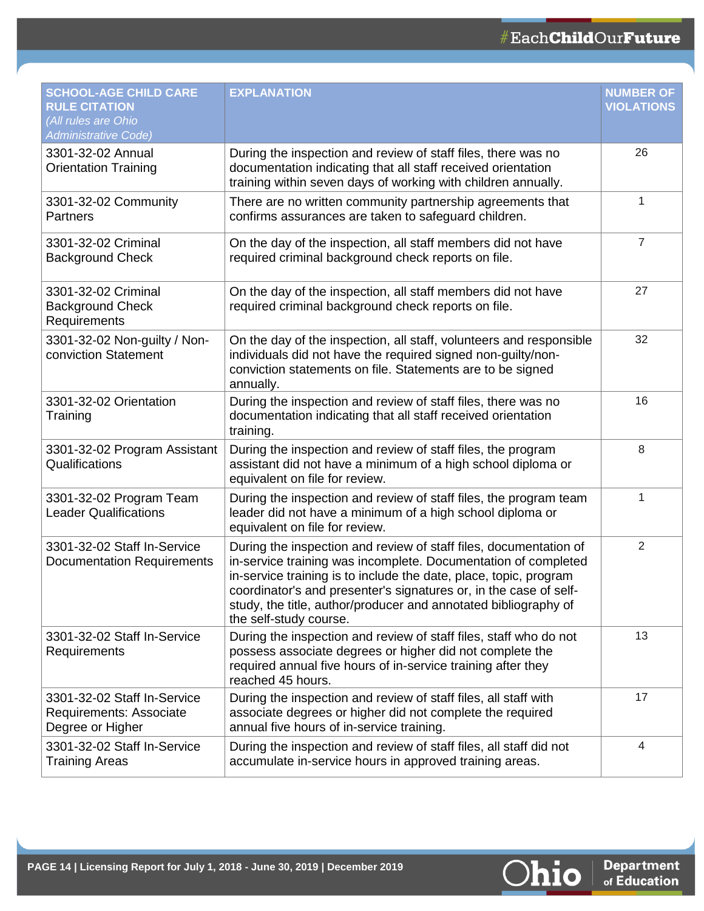| SCHOOL-AGE CHILD CARE RULE CITATION *(All rules are Ohio Administrative Code)* | EXPLANATION | NUMBER OF VIOLATIONS |
|---|---|---|
| 3301-32-02 Annual Orientation Training | During the inspection and review of staff files, there was no documentation indicating that all staff received orientation training within seven days of working with children annually. | 26 |
| 3301-32-02 Community Partners | There are no written community partnership agreements that confirms assurances are taken to safeguard children. | 1 |
| 3301-32-02 Criminal Background Check | On the day of the inspection, all staff members did not have required criminal background check reports on file. | 7 |
| 3301-32-02 Criminal Background Check Requirements | On the day of the inspection, all staff members did not have required criminal background check reports on file. | 27 |
| 3301-32-02 Non-guilty / Non-conviction Statement | On the day of the inspection, all staff, volunteers and responsible individuals did not have the required signed non-guilty/non-conviction statements on file. Statements are to be signed annually. | 32 |
| 3301-32-02 Orientation Training | During the inspection and review of staff files, there was no documentation indicating that all staff received orientation training. | 16 |
| 3301-32-02 Program Assistant Qualifications | During the inspection and review of staff files, the program assistant did not have a minimum of a high school diploma or equivalent on file for review. | 8 |
| 3301-32-02 Program Team Leader Qualifications | During the inspection and review of staff files, the program team leader did not have a minimum of a high school diploma or equivalent on file for review. | 1 |
| 3301-32-02 Staff In-Service Documentation Requirements | During the inspection and review of staff files, documentation of in-service training was incomplete. Documentation of completed in-service training is to include the date, place, topic, program coordinator's and presenter's signatures or, in the case of self-study, the title, author/producer and annotated bibliography of the self-study course. | 2 |
| 3301-32-02 Staff In-Service Requirements | During the inspection and review of staff files, staff who do not possess associate degrees or higher did not complete the required annual five hours of in-service training after they reached 45 hours. | 13 |
| 3301-32-02 Staff In-Service Requirements: Associate Degree or Higher | During the inspection and review of staff files, all staff with associate degrees or higher did not complete the required annual five hours of in-service training. | 17 |
| 3301-32-02 Staff In-Service Training Areas | During the inspection and review of staff files, all staff did not accumulate in-service hours in approved training areas. | 4 |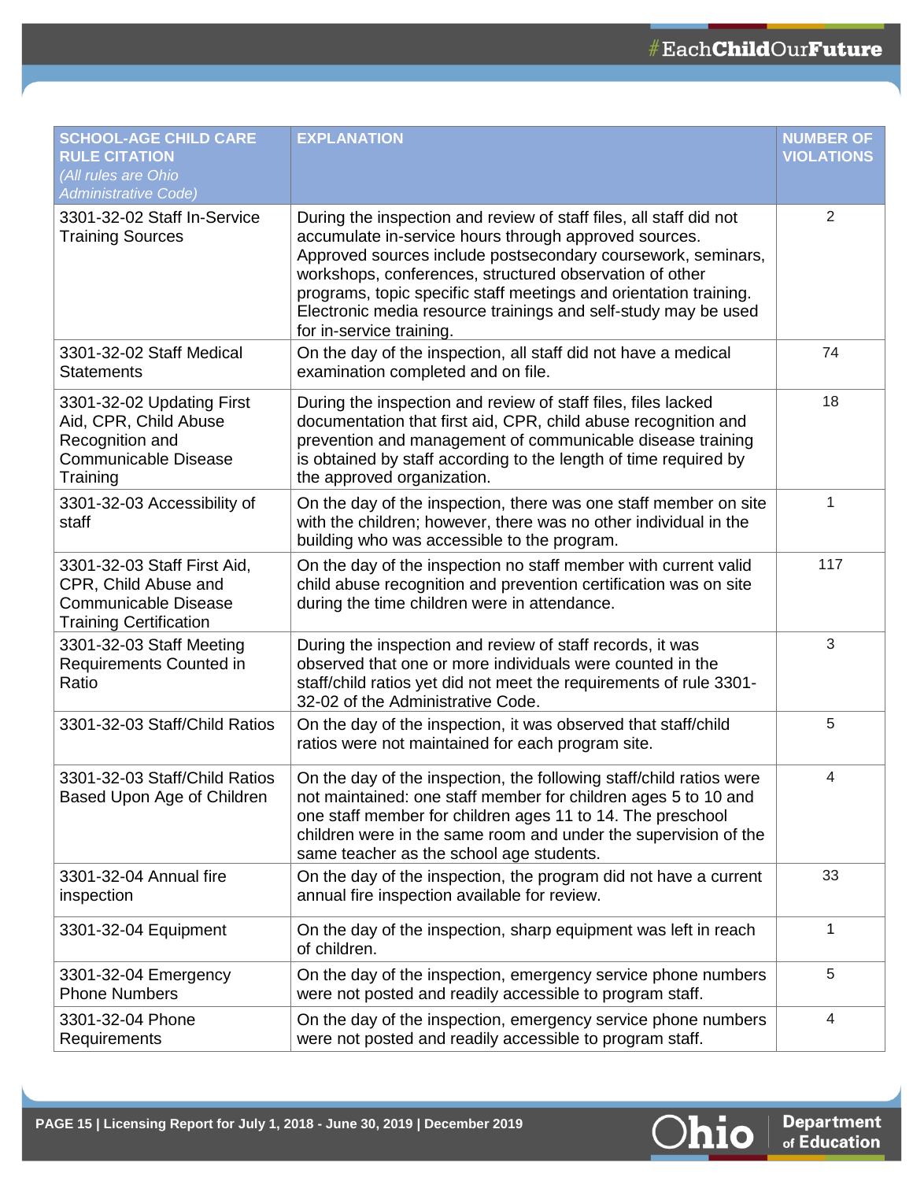| SCHOOL-AGE CHILD CARE RULE CITATION *(All rules are Ohio Administrative Code)* | EXPLANATION | NUMBER OF VIOLATIONS |
|---|---|---|
| 3301-32-02 Staff In-Service Training Sources | During the inspection and review of staff files, all staff did not accumulate in-service hours through approved sources. Approved sources include postsecondary coursework, seminars, workshops, conferences, structured observation of other programs, topic specific staff meetings and orientation training. Electronic media resource trainings and self-study may be used for in-service training. | 2 |
| 3301-32-02 Staff Medical Statements | On the day of the inspection, all staff did not have a medical examination completed and on file. | 74 |
| 3301-32-02 Updating First Aid, CPR, Child Abuse Recognition and Communicable Disease Training | During the inspection and review of staff files, files lacked documentation that first aid, CPR, child abuse recognition and prevention and management of communicable disease training is obtained by staff according to the length of time required by the approved organization. | 18 |
| 3301-32-03 Accessibility of staff | On the day of the inspection, there was one staff member on site with the children; however, there was no other individual in the building who was accessible to the program. | 1 |
| 3301-32-03 Staff First Aid, CPR, Child Abuse and Communicable Disease Training Certification | On the day of the inspection no staff member with current valid child abuse recognition and prevention certification was on site during the time children were in attendance. | 117 |
| 3301-32-03 Staff Meeting Requirements Counted in Ratio | During the inspection and review of staff records, it was observed that one or more individuals were counted in the staff/child ratios yet did not meet the requirements of rule 3301-32-02 of the Administrative Code. | 3 |
| 3301-32-03 Staff/Child Ratios | On the day of the inspection, it was observed that staff/child ratios were not maintained for each program site. | 5 |
| 3301-32-03 Staff/Child Ratios Based Upon Age of Children | On the day of the inspection, the following staff/child ratios were not maintained: one staff member for children ages 5 to 10 and one staff member for children ages 11 to 14. The preschool children were in the same room and under the supervision of the same teacher as the school age students. | 4 |
| 3301-32-04 Annual fire inspection | On the day of the inspection, the program did not have a current annual fire inspection available for review. | 33 |
| 3301-32-04 Equipment | On the day of the inspection, sharp equipment was left in reach of children. | 1 |
| 3301-32-04 Emergency Phone Numbers | On the day of the inspection, emergency service phone numbers were not posted and readily accessible to program staff. | 5 |
| 3301-32-04 Phone Requirements | On the day of the inspection, emergency service phone numbers were not posted and readily accessible to program staff. | 4 |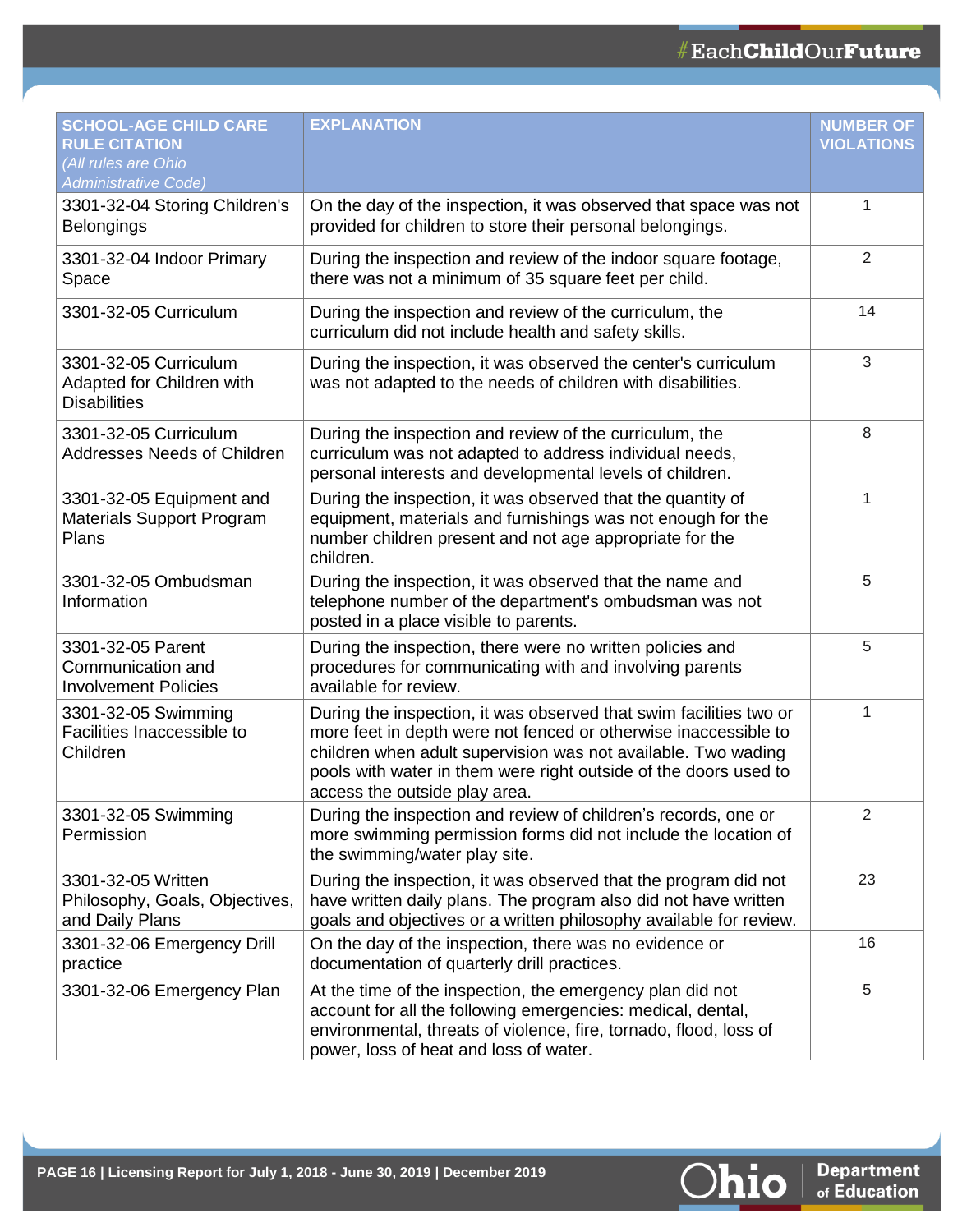| SCHOOL-AGE CHILD CARE RULE CITATION *(All rules are Ohio Administrative Code)* | EXPLANATION | NUMBER OF VIOLATIONS |
|---|---|---|
| 3301-32-04 Storing Children's Belongings | On the day of the inspection, it was observed that space was not provided for children to store their personal belongings. | 1 |
| 3301-32-04 Indoor Primary Space | During the inspection and review of the indoor square footage, there was not a minimum of 35 square feet per child. | 2 |
| 3301-32-05 Curriculum | During the inspection and review of the curriculum, the curriculum did not include health and safety skills. | 14 |
| 3301-32-05 Curriculum Adapted for Children with Disabilities | During the inspection, it was observed the center's curriculum was not adapted to the needs of children with disabilities. | 3 |
| 3301-32-05 Curriculum Addresses Needs of Children | During the inspection and review of the curriculum, the curriculum was not adapted to address individual needs, personal interests and developmental levels of children. | 8 |
| 3301-32-05 Equipment and Materials Support Program Plans | During the inspection, it was observed that the quantity of equipment, materials and furnishings was not enough for the number children present and not age appropriate for the children. | 1 |
| 3301-32-05 Ombudsman Information | During the inspection, it was observed that the name and telephone number of the department's ombudsman was not posted in a place visible to parents. | 5 |
| 3301-32-05 Parent Communication and Involvement Policies | During the inspection, there were no written policies and procedures for communicating with and involving parents available for review. | 5 |
| 3301-32-05 Swimming Facilities Inaccessible to Children | During the inspection, it was observed that swim facilities two or more feet in depth were not fenced or otherwise inaccessible to children when adult supervision was not available. Two wading pools with water in them were right outside of the doors used to access the outside play area. | 1 |
| 3301-32-05 Swimming Permission | During the inspection and review of children's records, one or more swimming permission forms did not include the location of the swimming/water play site. | 2 |
| 3301-32-05 Written Philosophy, Goals, Objectives, and Daily Plans | During the inspection, it was observed that the program did not have written daily plans. The program also did not have written goals and objectives or a written philosophy available for review. | 23 |
| 3301-32-06 Emergency Drill practice | On the day of the inspection, there was no evidence or documentation of quarterly drill practices. | 16 |
| 3301-32-06 Emergency Plan | At the time of the inspection, the emergency plan did not account for all the following emergencies: medical, dental, environmental, threats of violence, fire, tornado, flood, loss of power, loss of heat and loss of water. | 5 |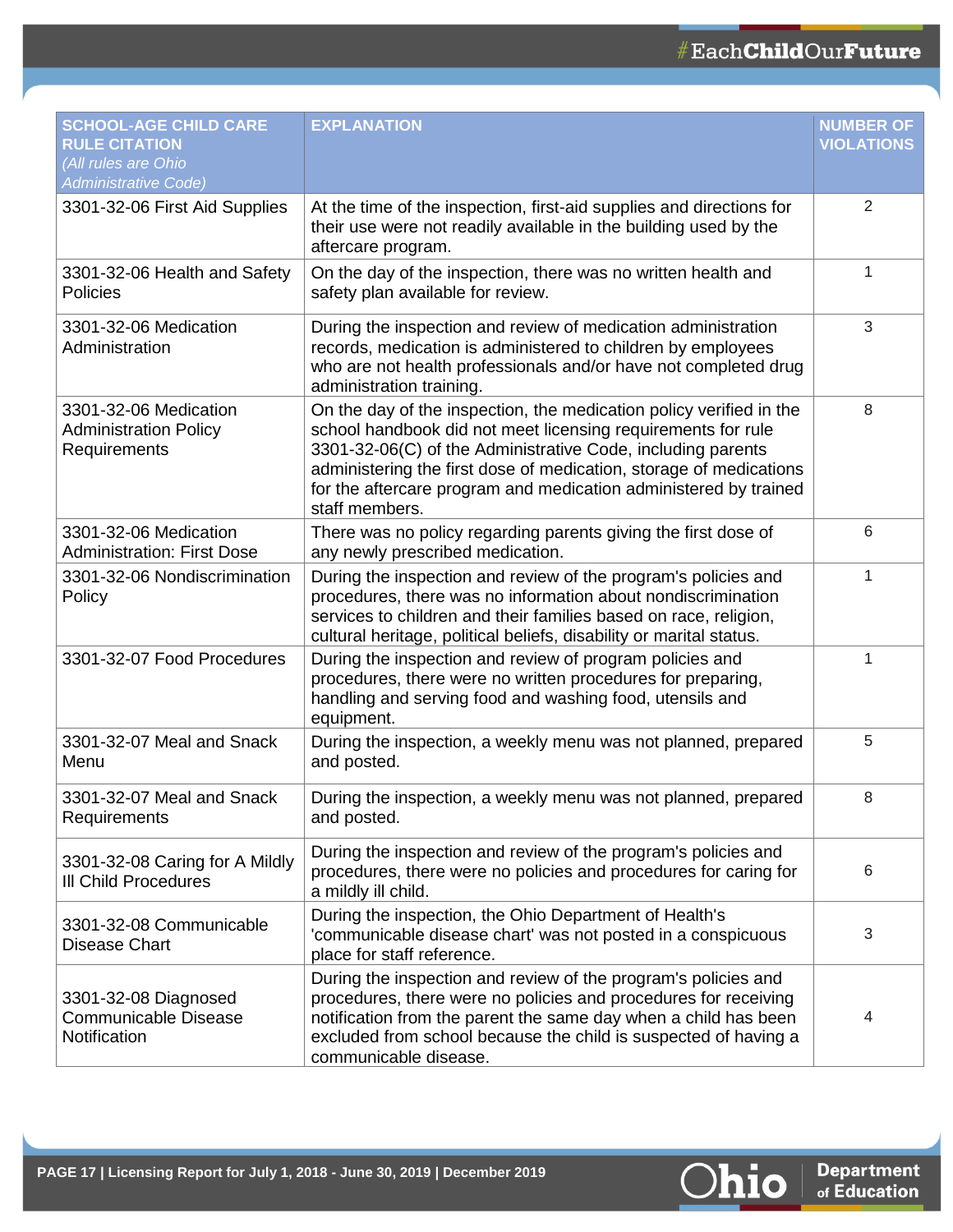| SCHOOL-AGE CHILD CARE RULE CITATION *(All rules are Ohio Administrative Code)* | EXPLANATION | NUMBER OF VIOLATIONS |
|---|---|---|
| 3301-32-06 First Aid Supplies | At the time of the inspection, first-aid supplies and directions for their use were not readily available in the building used by the aftercare program. | 2 |
| 3301-32-06 Health and Safety Policies | On the day of the inspection, there was no written health and safety plan available for review. | 1 |
| 3301-32-06 Medication Administration | During the inspection and review of medication administration records, medication is administered to children by employees who are not health professionals and/or have not completed drug administration training. | 3 |
| 3301-32-06 Medication Administration Policy Requirements | On the day of the inspection, the medication policy verified in the school handbook did not meet licensing requirements for rule 3301-32-06(C) of the Administrative Code, including parents administering the first dose of medication, storage of medications for the aftercare program and medication administered by trained staff members. | 8 |
| 3301-32-06 Medication Administration: First Dose | There was no policy regarding parents giving the first dose of any newly prescribed medication. | 6 |
| 3301-32-06 Nondiscrimination Policy | During the inspection and review of the program's policies and procedures, there was no information about nondiscrimination services to children and their families based on race, religion, cultural heritage, political beliefs, disability or marital status. | 1 |
| 3301-32-07 Food Procedures | During the inspection and review of program policies and procedures, there were no written procedures for preparing, handling and serving food and washing food, utensils and equipment. | 1 |
| 3301-32-07 Meal and Snack Menu | During the inspection, a weekly menu was not planned, prepared and posted. | 5 |
| 3301-32-07 Meal and Snack Requirements | During the inspection, a weekly menu was not planned, prepared and posted. | 8 |
| 3301-32-08 Caring for A Mildly Ill Child Procedures | During the inspection and review of the program's policies and procedures, there were no policies and procedures for caring for a mildly ill child. | 6 |
| 3301-32-08 Communicable Disease Chart | During the inspection, the Ohio Department of Health's 'communicable disease chart' was not posted in a conspicuous place for staff reference. | 3 |
| 3301-32-08 Diagnosed Communicable Disease Notification | During the inspection and review of the program's policies and procedures, there were no policies and procedures for receiving notification from the parent the same day when a child has been excluded from school because the child is suspected of having a communicable disease. | 4 |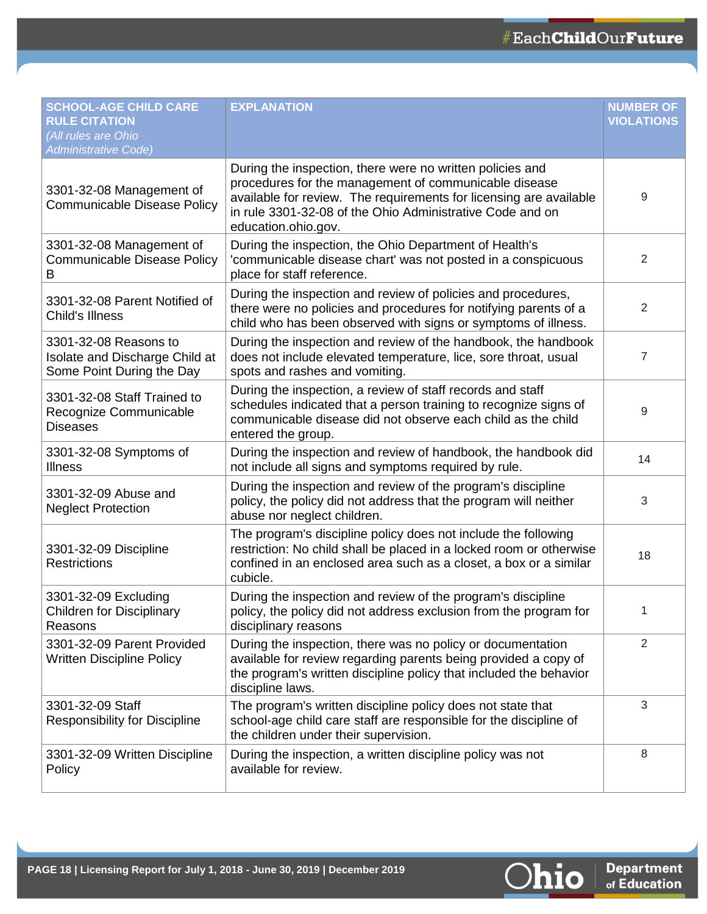| SCHOOL-AGE CHILD CARE RULE CITATION *(All rules are Ohio Administrative Code)* | EXPLANATION | NUMBER OF VIOLATIONS |
|---|---|---|
| 3301-32-08 Management of Communicable Disease Policy | During the inspection, there were no written policies and procedures for the management of communicable disease available for review. The requirements for licensing are available in rule 3301-32-08 of the Ohio Administrative Code and on education.ohio.gov. | 9 |
| 3301-32-08 Management of Communicable Disease Policy B | During the inspection, the Ohio Department of Health's 'communicable disease chart' was not posted in a conspicuous place for staff reference. | 2 |
| 3301-32-08 Parent Notified of Child's Illness | During the inspection and review of policies and procedures, there were no policies and procedures for notifying parents of a child who has been observed with signs or symptoms of illness. | 2 |
| 3301-32-08 Reasons to Isolate and Discharge Child at Some Point During the Day | During the inspection and review of the handbook, the handbook does not include elevated temperature, lice, sore throat, usual spots and rashes and vomiting. | 7 |
| 3301-32-08 Staff Trained to Recognize Communicable Diseases | During the inspection, a review of staff records and staff schedules indicated that a person training to recognize signs of communicable disease did not observe each child as the child entered the group. | 9 |
| 3301-32-08 Symptoms of Illness | During the inspection and review of handbook, the handbook did not include all signs and symptoms required by rule. | 14 |
| 3301-32-09 Abuse and Neglect Protection | During the inspection and review of the program's discipline policy, the policy did not address that the program will neither abuse nor neglect children. | 3 |
| 3301-32-09 Discipline Restrictions | The program's discipline policy does not include the following restriction: No child shall be placed in a locked room or otherwise confined in an enclosed area such as a closet, a box or a similar cubicle. | 18 |
| 3301-32-09 Excluding Children for Disciplinary Reasons | During the inspection and review of the program's discipline policy, the policy did not address exclusion from the program for disciplinary reasons | 1 |
| 3301-32-09 Parent Provided Written Discipline Policy | During the inspection, there was no policy or documentation available for review regarding parents being provided a copy of the program's written discipline policy that included the behavior discipline laws. | 2 |
| 3301-32-09 Staff Responsibility for Discipline | The program's written discipline policy does not state that school-age child care staff are responsible for the discipline of the children under their supervision. | 3 |
| 3301-32-09 Written Discipline Policy | During the inspection, a written discipline policy was not available for review. | 8 |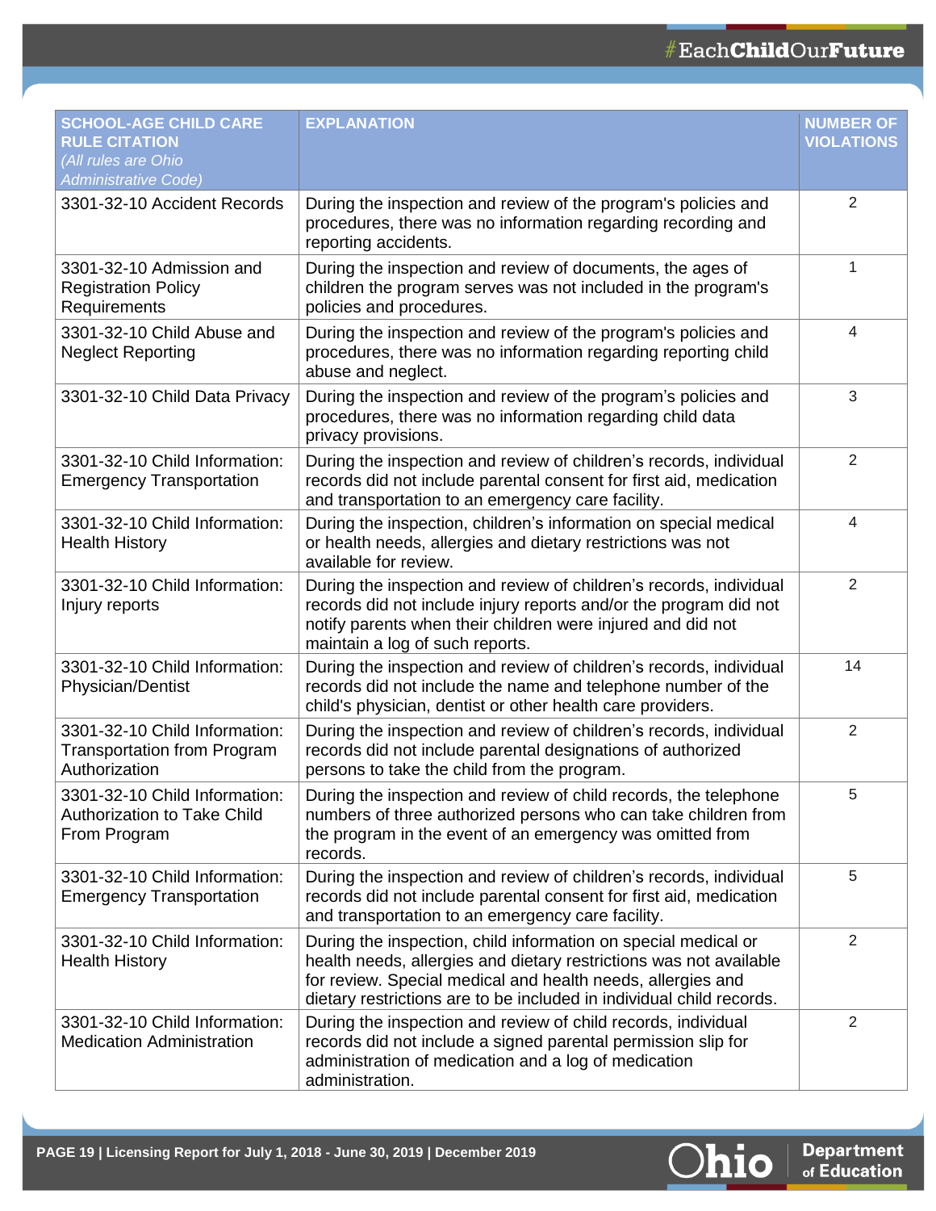| SCHOOL-AGE CHILD CARE RULE CITATION *(All rules are Ohio Administrative Code)* | EXPLANATION | NUMBER OF VIOLATIONS |
|---|---|---|
| 3301-32-10 Accident Records | During the inspection and review of the program's policies and procedures, there was no information regarding recording and reporting accidents. | 2 |
| 3301-32-10 Admission and Registration Policy Requirements | During the inspection and review of documents, the ages of children the program serves was not included in the program's policies and procedures. | 1 |
| 3301-32-10 Child Abuse and Neglect Reporting | During the inspection and review of the program's policies and procedures, there was no information regarding reporting child abuse and neglect. | 4 |
| 3301-32-10 Child Data Privacy | During the inspection and review of the program's policies and procedures, there was no information regarding child data privacy provisions. | 3 |
| 3301-32-10 Child Information: Emergency Transportation | During the inspection and review of children's records, individual records did not include parental consent for first aid, medication and transportation to an emergency care facility. | 2 |
| 3301-32-10 Child Information: Health History | During the inspection, children's information on special medical or health needs, allergies and dietary restrictions was not available for review. | 4 |
| 3301-32-10 Child Information: Injury reports | During the inspection and review of children's records, individual records did not include injury reports and/or the program did not notify parents when their children were injured and did not maintain a log of such reports. | 2 |
| 3301-32-10 Child Information: Physician/Dentist | During the inspection and review of children's records, individual records did not include the name and telephone number of the child's physician, dentist or other health care providers. | 14 |
| 3301-32-10 Child Information: Transportation from Program Authorization | During the inspection and review of children's records, individual records did not include parental designations of authorized persons to take the child from the program. | 2 |
| 3301-32-10 Child Information: Authorization to Take Child From Program | During the inspection and review of child records, the telephone numbers of three authorized persons who can take children from the program in the event of an emergency was omitted from records. | 5 |
| 3301-32-10 Child Information: Emergency Transportation | During the inspection and review of children's records, individual records did not include parental consent for first aid, medication and transportation to an emergency care facility. | 5 |
| 3301-32-10 Child Information: Health History | During the inspection, child information on special medical or health needs, allergies and dietary restrictions was not available for review. Special medical and health needs, allergies and dietary restrictions are to be included in individual child records. | 2 |
| 3301-32-10 Child Information: Medication Administration | During the inspection and review of child records, individual records did not include a signed parental permission slip for administration of medication and a log of medication administration. | 2 |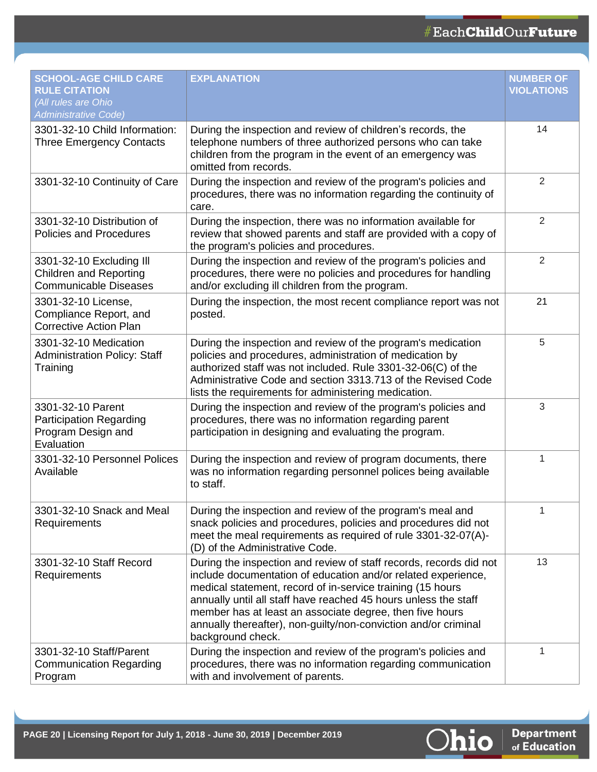| SCHOOL-AGE CHILD CARE RULE CITATION *(All rules are Ohio Administrative Code)* | EXPLANATION | NUMBER OF VIOLATIONS |
|---|---|---|
| 3301-32-10 Child Information: Three Emergency Contacts | During the inspection and review of children's records, the telephone numbers of three authorized persons who can take children from the program in the event of an emergency was omitted from records. | 14 |
| 3301-32-10 Continuity of Care | During the inspection and review of the program's policies and procedures, there was no information regarding the continuity of care. | 2 |
| 3301-32-10 Distribution of Policies and Procedures | During the inspection, there was no information available for review that showed parents and staff are provided with a copy of the program's policies and procedures. | 2 |
| 3301-32-10 Excluding Ill Children and Reporting Communicable Diseases | During the inspection and review of the program's policies and procedures, there were no policies and procedures for handling and/or excluding ill children from the program. | 2 |
| 3301-32-10 License, Compliance Report, and Corrective Action Plan | During the inspection, the most recent compliance report was not posted. | 21 |
| 3301-32-10 Medication Administration Policy: Staff Training | During the inspection and review of the program's medication policies and procedures, administration of medication by authorized staff was not included. Rule 3301-32-06(C) of the Administrative Code and section 3313.713 of the Revised Code lists the requirements for administering medication. | 5 |
| 3301-32-10 Parent Participation Regarding Program Design and Evaluation | During the inspection and review of the program's policies and procedures, there was no information regarding parent participation in designing and evaluating the program. | 3 |
| 3301-32-10 Personnel Polices Available | During the inspection and review of program documents, there was no information regarding personnel polices being available to staff. | 1 |
| 3301-32-10 Snack and Meal Requirements | During the inspection and review of the program's meal and snack policies and procedures, policies and procedures did not meet the meal requirements as required of rule 3301-32-07(A)-(D) of the Administrative Code. | 1 |
| 3301-32-10 Staff Record Requirements | During the inspection and review of staff records, records did not include documentation of education and/or related experience, medical statement, record of in-service training (15 hours annually until all staff have reached 45 hours unless the staff member has at least an associate degree, then five hours annually thereafter), non-guilty/non-conviction and/or criminal background check. | 13 |
| 3301-32-10 Staff/Parent Communication Regarding Program | During the inspection and review of the program's policies and procedures, there was no information regarding communication with and involvement of parents. | 1 |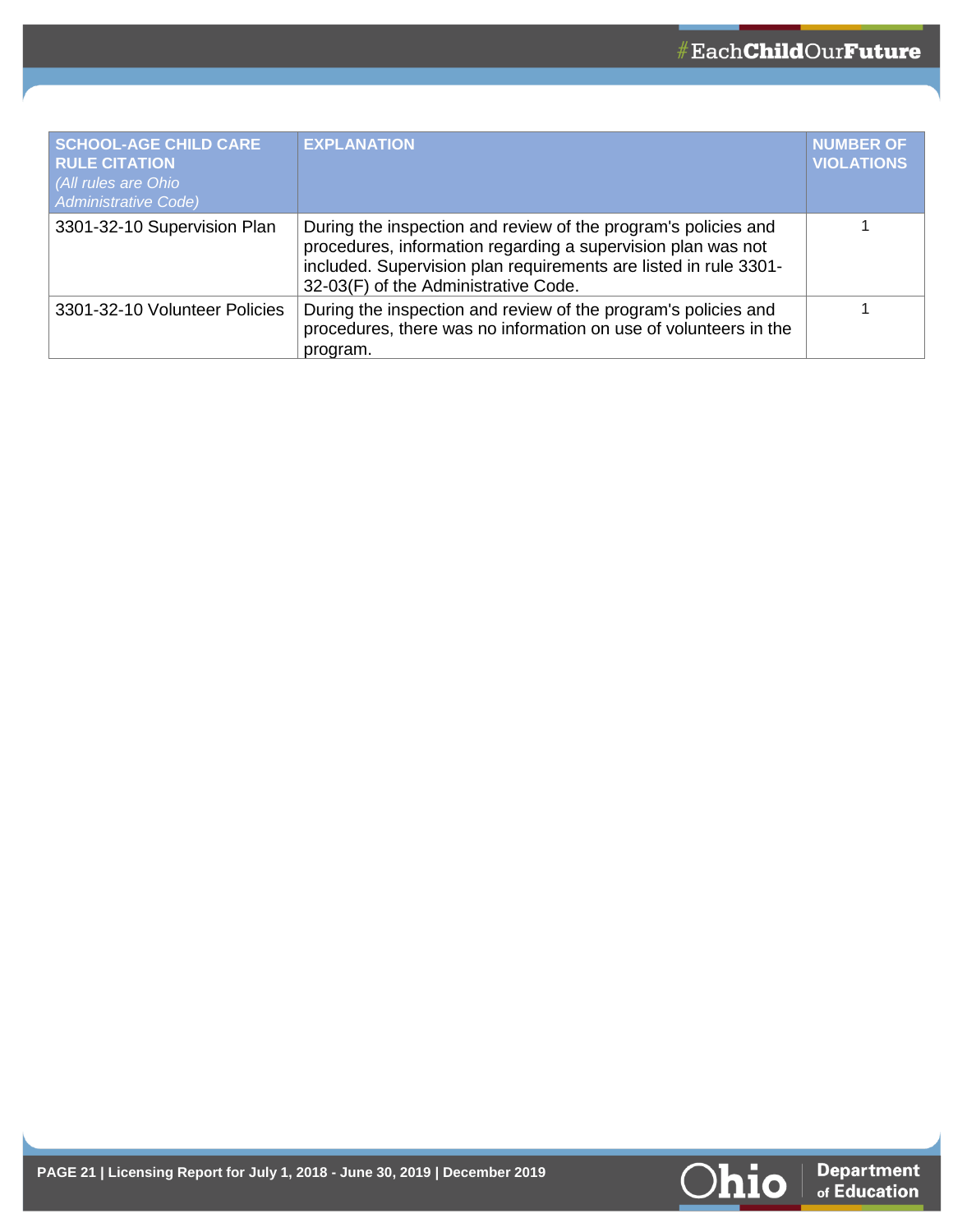| SCHOOL-AGE CHILD CARE RULE CITATION *(All rules are Ohio Administrative Code)* | EXPLANATION | NUMBER OF VIOLATIONS |
|---|---|---|
| 3301-32-10 Supervision Plan | During the inspection and review of the program's policies and procedures, information regarding a supervision plan was not included. Supervision plan requirements are listed in rule 3301-32-03(F) of the Administrative Code. | 1 |
| 3301-32-10 Volunteer Policies | During the inspection and review of the program's policies and procedures, there was no information on use of volunteers in the program. | 1 |